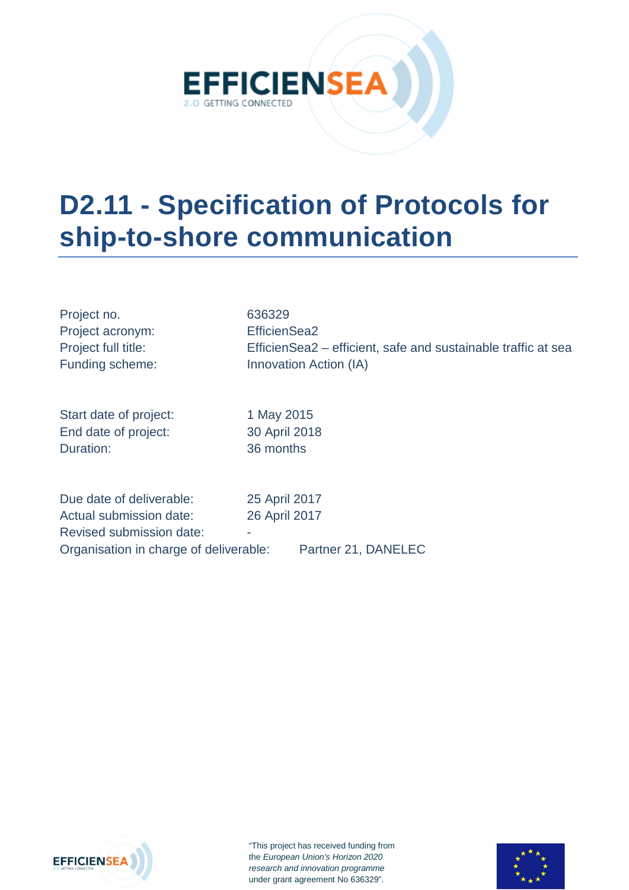# D2.11 - Specification of Protocols for ship-to-shore communication

| | |
|---|---|
| Project no. | 636329 |
| Project acronym: | EfficienSea2 |
| Project full title: | EfficienSea2 – efficient, safe and sustainable traffic at sea |
| Funding scheme: | Innovation Action (IA) |

| | |
|---|---|
| Start date of project: | 1 May 2015 |
| End date of project: | 30 April 2018 |
| Duration: | 36 months |

| | |
|---|---|
| Due date of deliverable: | 25 April 2017 |
| Actual submission date: | 26 April 2017 |
| Revised submission date: | - |
| Organisation in charge of deliverable: | Partner 21, DANELEC |

"This project has received funding from the *European Union's Horizon 2020 research and innovation programme* under grant agreement No 636329".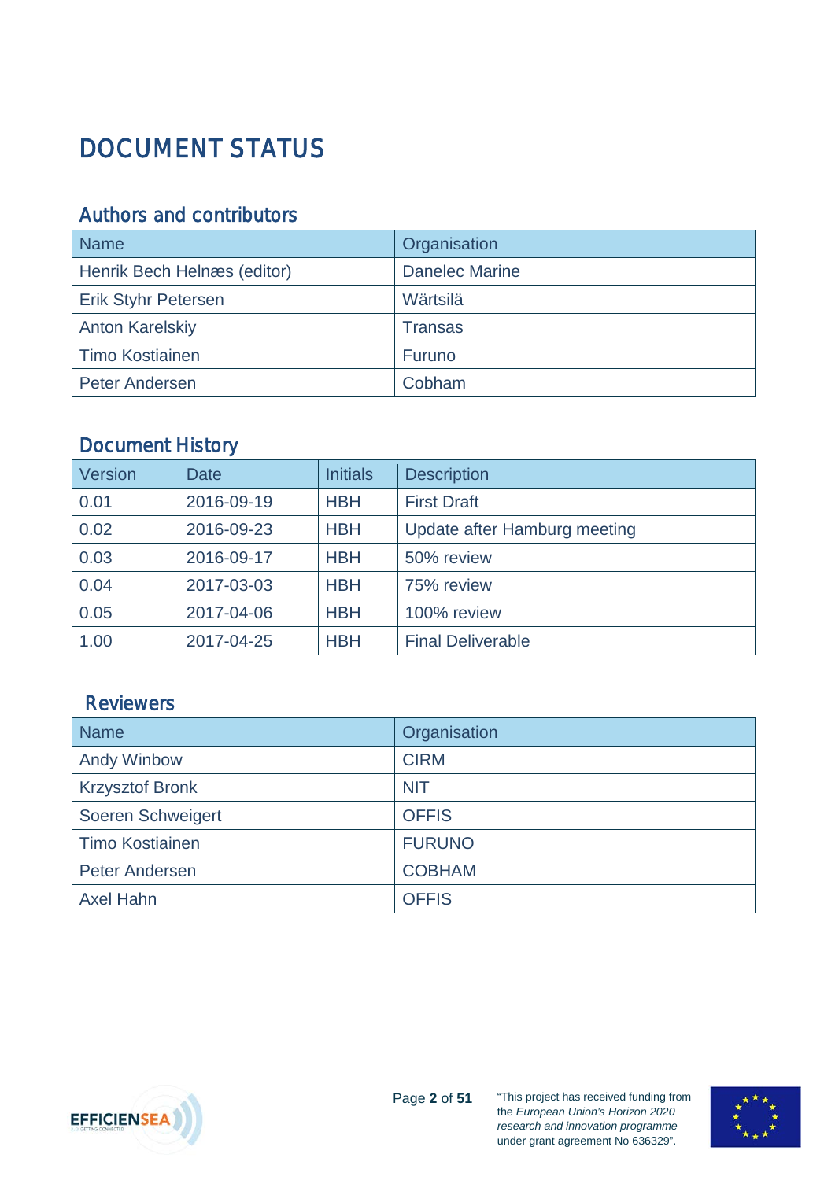# DOCUMENT STATUS

## Authors and contributors

| Name | Organisation |
|---|---|
| Henrik Bech Helnæs (editor) | Danelec Marine |
| Erik Styhr Petersen | Wärtsilä |
| Anton Karelskiy | Transas |
| Timo Kostiainen | Furuno |
| Peter Andersen | Cobham |

## Document History

| Version | Date | Initials | Description |
|---|---|---|---|
| 0.01 | 2016-09-19 | HBH | First Draft |
| 0.02 | 2016-09-23 | HBH | Update after Hamburg meeting |
| 0.03 | 2016-09-17 | HBH | 50% review |
| 0.04 | 2017-03-03 | HBH | 75% review |
| 0.05 | 2017-04-06 | HBH | 100% review |
| 1.00 | 2017-04-25 | HBH | Final Deliverable |

## Reviewers

| Name | Organisation |
|---|---|
| Andy Winbow | CIRM |
| Krzysztof Bronk | NIT |
| Soeren Schweigert | OFFIS |
| Timo Kostiainen | FURUNO |
| Peter Andersen | COBHAM |
| Axel Hahn | OFFIS |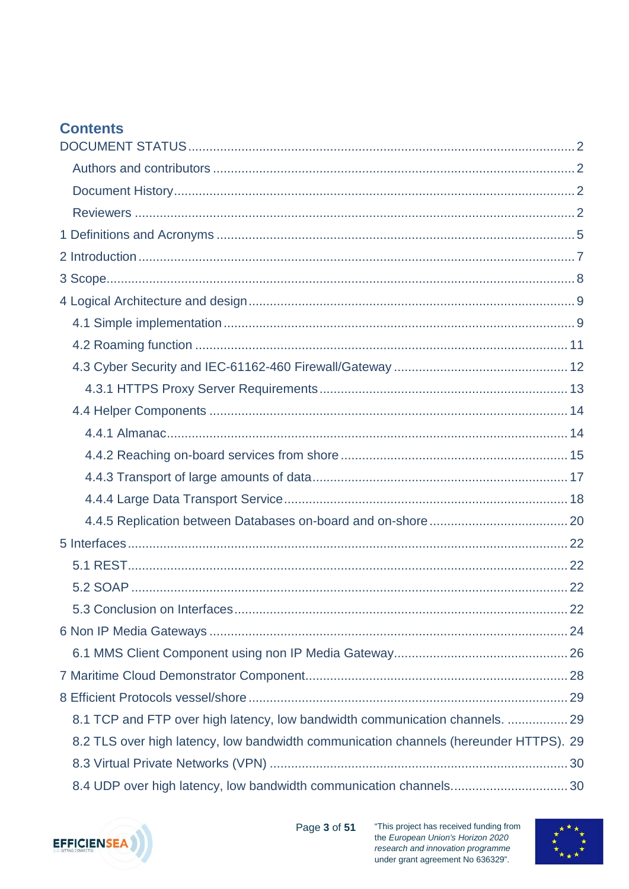## Contents

DOCUMENT STATUS ... 2
- Authors and contributors ... 2
- Document History ... 2
- Reviewers ... 2

1 Definitions and Acronyms ... 5

2 Introduction ... 7

3 Scope ... 8

4 Logical Architecture and design ... 9
- 4.1 Simple implementation ... 9
- 4.2 Roaming function ... 11
- 4.3 Cyber Security and IEC-61162-460 Firewall/Gateway ... 12
  - 4.3.1 HTTPS Proxy Server Requirements ... 13
- 4.4 Helper Components ... 14
  - 4.4.1 Almanac ... 14
  - 4.4.2 Reaching on-board services from shore ... 15
  - 4.4.3 Transport of large amounts of data ... 17
  - 4.4.4 Large Data Transport Service ... 18
  - 4.4.5 Replication between Databases on-board and on-shore ... 20

5 Interfaces ... 22
- 5.1 REST ... 22
- 5.2 SOAP ... 22
- 5.3 Conclusion on Interfaces ... 22

6 Non IP Media Gateways ... 24
- 6.1 MMS Client Component using non IP Media Gateway ... 26

7 Maritime Cloud Demonstrator Component ... 28

8 Efficient Protocols vessel/shore ... 29
- 8.1 TCP and FTP over high latency, low bandwidth communication channels. ... 29
- 8.2 TLS over high latency, low bandwidth communication channels (hereunder HTTPS). 29
- 8.3 Virtual Private Networks (VPN) ... 30
- 8.4 UDP over high latency, low bandwidth communication channels. ... 30

"This project has received funding from the *European Union's Horizon 2020 research and innovation programme* under grant agreement No 636329".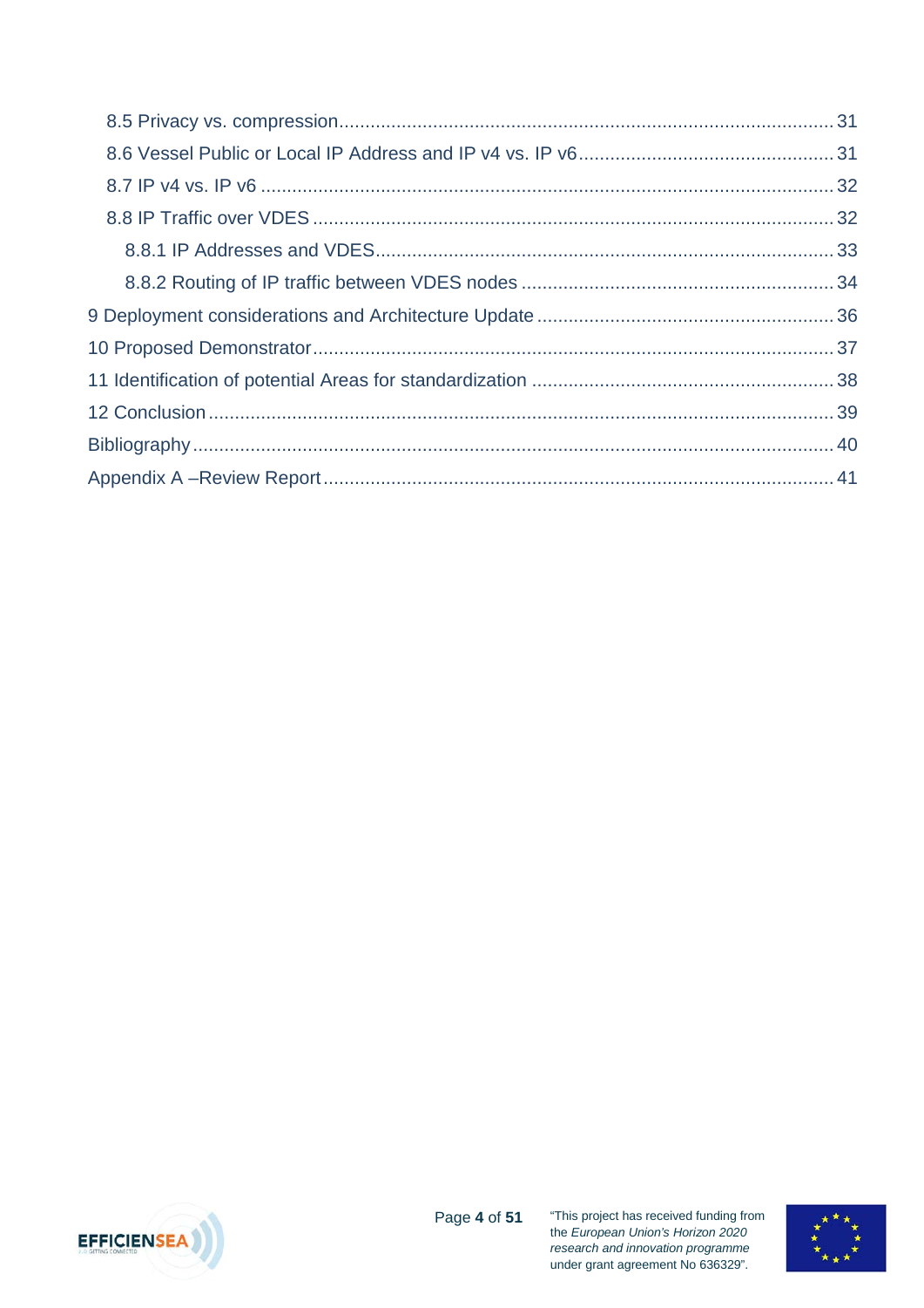8.5 Privacy vs. compression.............................................................................................31

8.6 Vessel Public or Local IP Address and IP v4 vs. IP v6................................................31

8.7 IP v4 vs. IP v6 ...........................................................................................................32

8.8 IP Traffic over VDES ..................................................................................................32

8.8.1 IP Addresses and VDES.......................................................................................33

8.8.2 Routing of IP traffic between VDES nodes ..........................................................34

9 Deployment considerations and Architecture Update ......................................................36

10 Proposed Demonstrator..................................................................................................37

11 Identification of potential Areas for standardization .......................................................38

12 Conclusion .....................................................................................................................39

Bibliography ........................................................................................................................40

Appendix A –Review Report................................................................................................41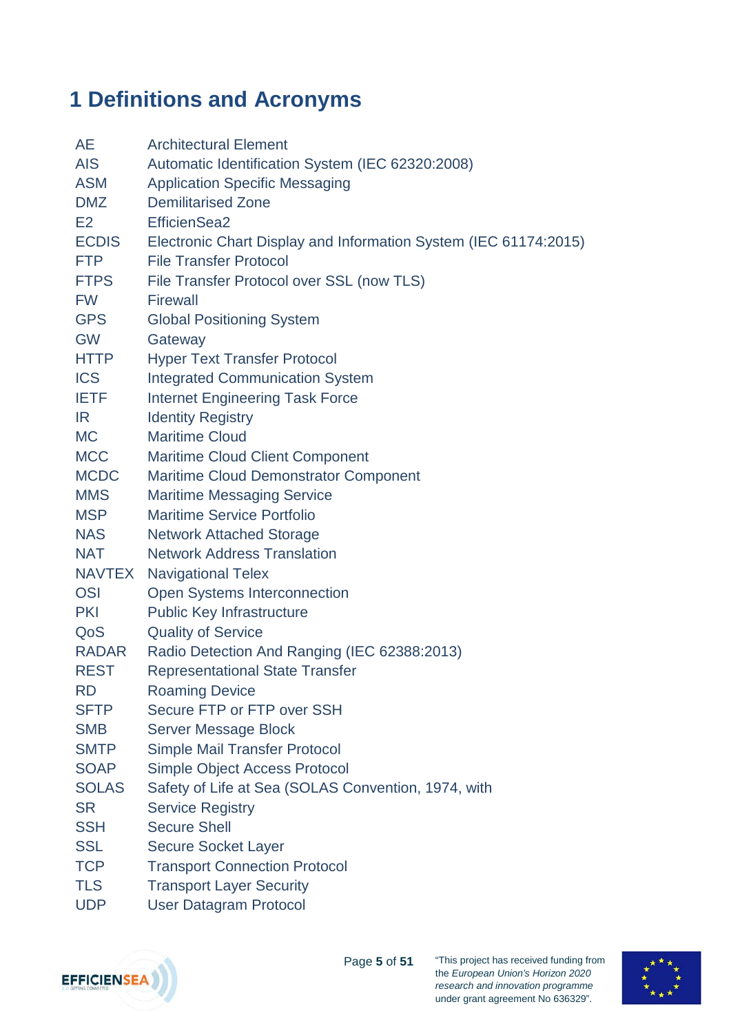# 1 Definitions and Acronyms

| | |
|---|---|
| AE | Architectural Element |
| AIS | Automatic Identification System (IEC 62320:2008) |
| ASM | Application Specific Messaging |
| DMZ | Demilitarised Zone |
| E2 | EfficienSea2 |
| ECDIS | Electronic Chart Display and Information System (IEC 61174:2015) |
| FTP | File Transfer Protocol |
| FTPS | File Transfer Protocol over SSL (now TLS) |
| FW | Firewall |
| GPS | Global Positioning System |
| GW | Gateway |
| HTTP | Hyper Text Transfer Protocol |
| ICS | Integrated Communication System |
| IETF | Internet Engineering Task Force |
| IR | Identity Registry |
| MC | Maritime Cloud |
| MCC | Maritime Cloud Client Component |
| MCDC | Maritime Cloud Demonstrator Component |
| MMS | Maritime Messaging Service |
| MSP | Maritime Service Portfolio |
| NAS | Network Attached Storage |
| NAT | Network Address Translation |
| NAVTEX | Navigational Telex |
| OSI | Open Systems Interconnection |
| PKI | Public Key Infrastructure |
| QoS | Quality of Service |
| RADAR | Radio Detection And Ranging (IEC 62388:2013) |
| REST | Representational State Transfer |
| RD | Roaming Device |
| SFTP | Secure FTP or FTP over SSH |
| SMB | Server Message Block |
| SMTP | Simple Mail Transfer Protocol |
| SOAP | Simple Object Access Protocol |
| SOLAS | Safety of Life at Sea (SOLAS Convention, 1974, with |
| SR | Service Registry |
| SSH | Secure Shell |
| SSL | Secure Socket Layer |
| TCP | Transport Connection Protocol |
| TLS | Transport Layer Security |
| UDP | User Datagram Protocol |

"This project has received funding from the *European Union's Horizon 2020 research and innovation programme* under grant agreement No 636329".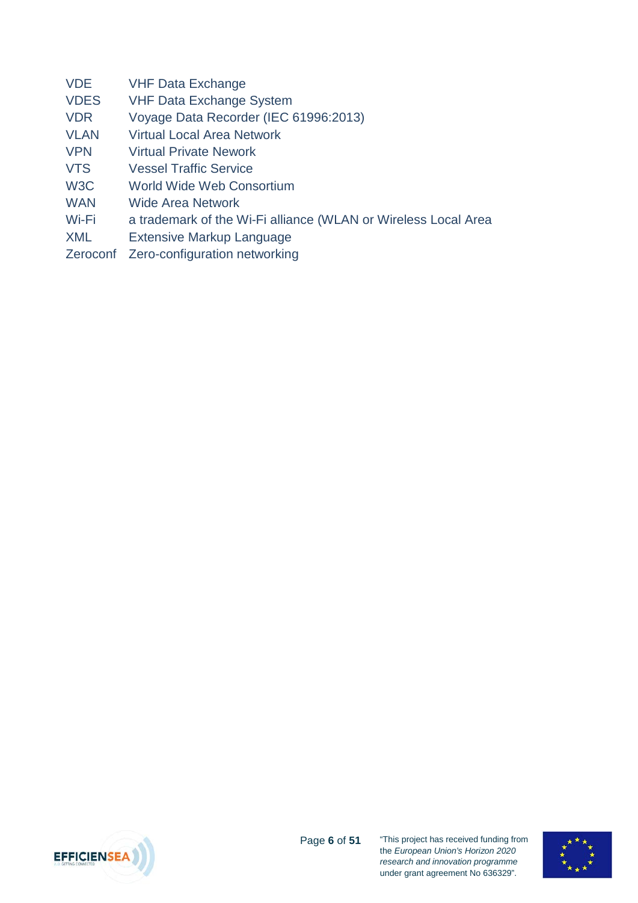| | |
|---|---|
| VDE | VHF Data Exchange |
| VDES | VHF Data Exchange System |
| VDR | Voyage Data Recorder (IEC 61996:2013) |
| VLAN | Virtual Local Area Network |
| VPN | Virtual Private Nework |
| VTS | Vessel Traffic Service |
| W3C | World Wide Web Consortium |
| WAN | Wide Area Network |
| Wi-Fi | a trademark of the Wi-Fi alliance (WLAN or Wireless Local Area |
| XML | Extensive Markup Language |
| Zeroconf | Zero-configuration networking |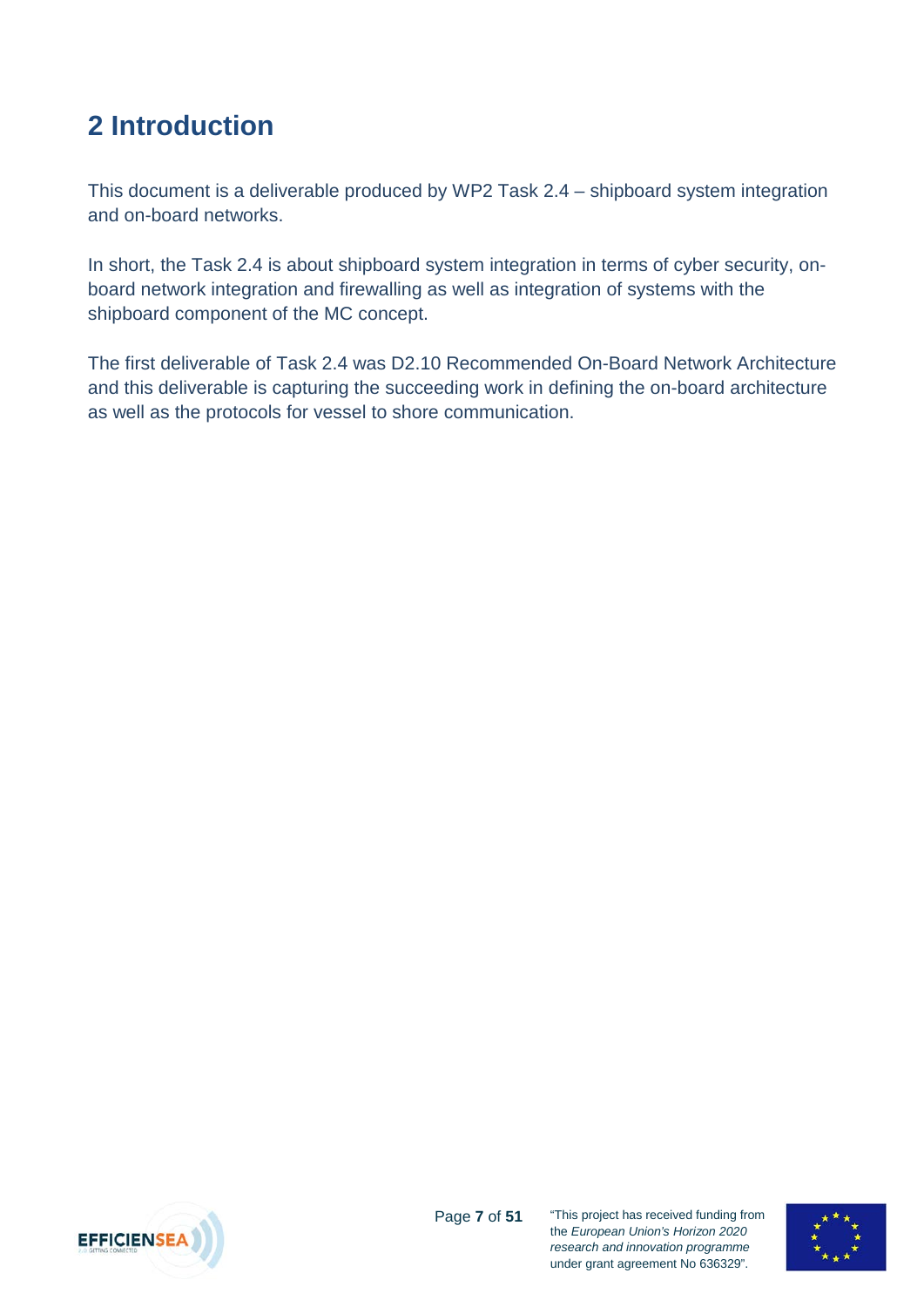# 2 Introduction

This document is a deliverable produced by WP2 Task 2.4 – shipboard system integration and on-board networks.

In short, the Task 2.4 is about shipboard system integration in terms of cyber security, on-board network integration and firewalling as well as integration of systems with the shipboard component of the MC concept.

The first deliverable of Task 2.4 was D2.10 Recommended On-Board Network Architecture and this deliverable is capturing the succeeding work in defining the on-board architecture as well as the protocols for vessel to shore communication.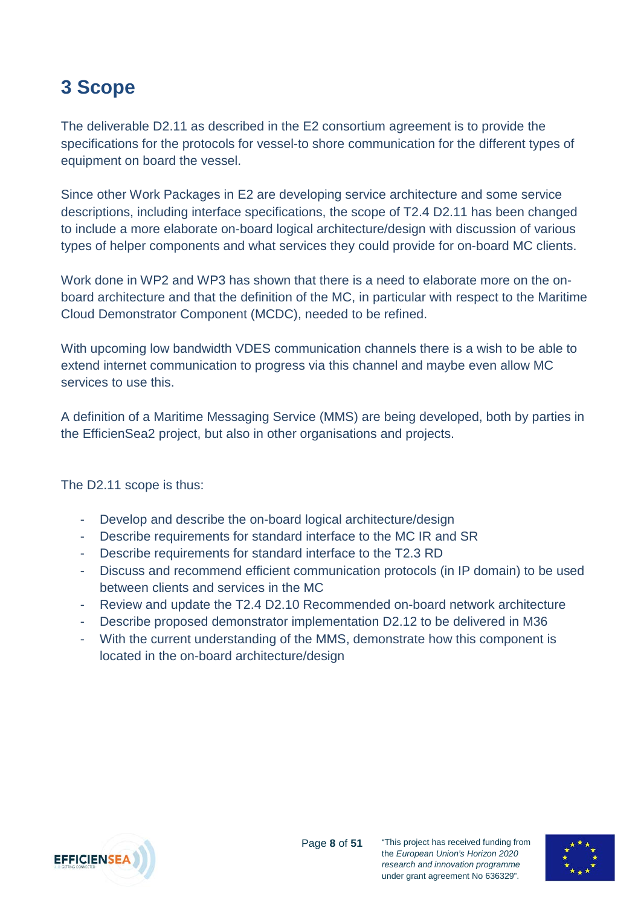# 3 Scope

The deliverable D2.11 as described in the E2 consortium agreement is to provide the specifications for the protocols for vessel-to shore communication for the different types of equipment on board the vessel.

Since other Work Packages in E2 are developing service architecture and some service descriptions, including interface specifications, the scope of T2.4 D2.11 has been changed to include a more elaborate on-board logical architecture/design with discussion of various types of helper components and what services they could provide for on-board MC clients.

Work done in WP2 and WP3 has shown that there is a need to elaborate more on the on-board architecture and that the definition of the MC, in particular with respect to the Maritime Cloud Demonstrator Component (MCDC), needed to be refined.

With upcoming low bandwidth VDES communication channels there is a wish to be able to extend internet communication to progress via this channel and maybe even allow MC services to use this.

A definition of a Maritime Messaging Service (MMS) are being developed, both by parties in the EfficienSea2 project, but also in other organisations and projects.

The D2.11 scope is thus:

- Develop and describe the on-board logical architecture/design
- Describe requirements for standard interface to the MC IR and SR
- Describe requirements for standard interface to the T2.3 RD
- Discuss and recommend efficient communication protocols (in IP domain) to be used between clients and services in the MC
- Review and update the T2.4 D2.10 Recommended on-board network architecture
- Describe proposed demonstrator implementation D2.12 to be delivered in M36
- With the current understanding of the MMS, demonstrate how this component is located in the on-board architecture/design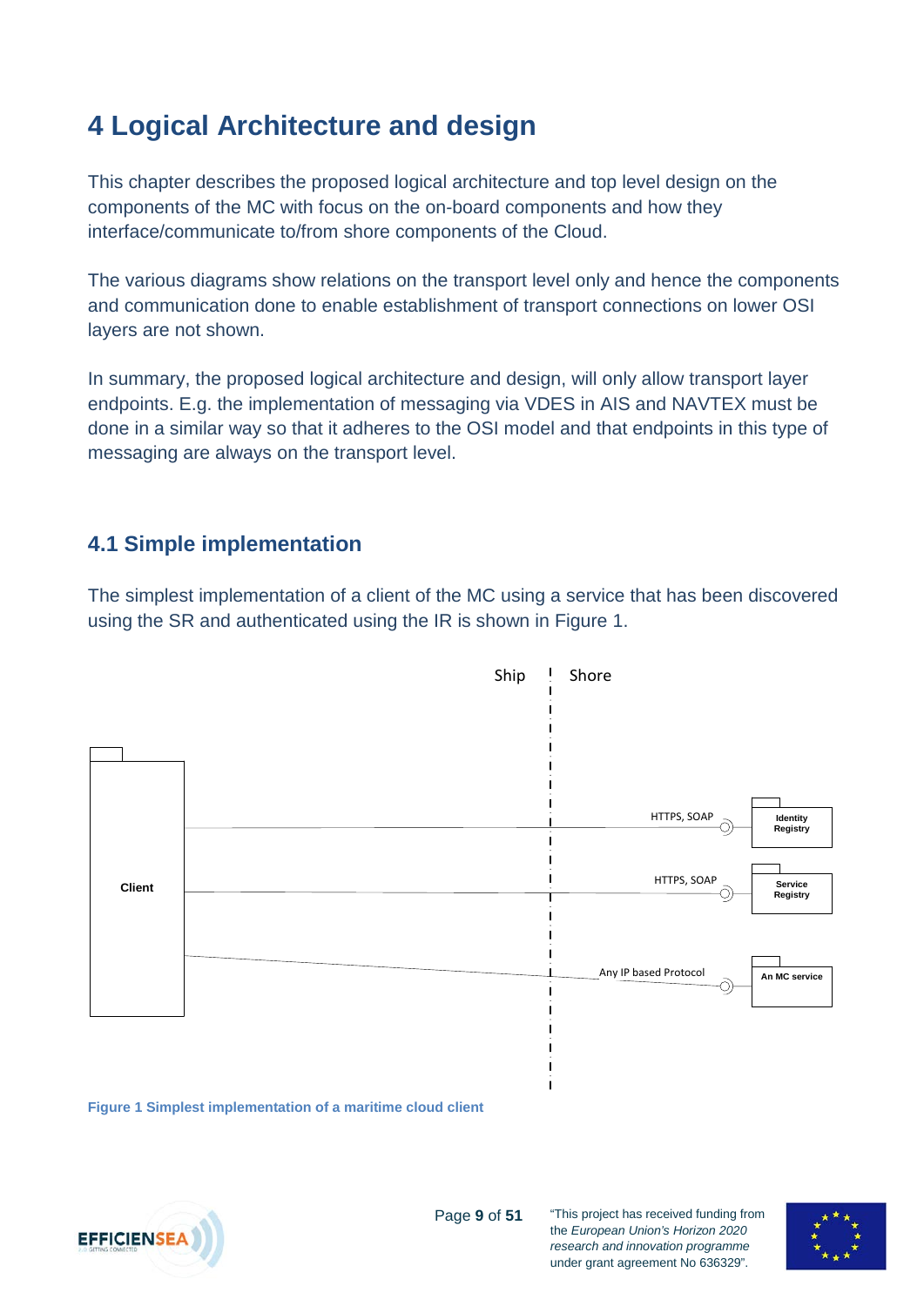# 4 Logical Architecture and design

This chapter describes the proposed logical architecture and top level design on the components of the MC with focus on the on-board components and how they interface/communicate to/from shore components of the Cloud.

The various diagrams show relations on the transport level only and hence the components and communication done to enable establishment of transport connections on lower OSI layers are not shown.

In summary, the proposed logical architecture and design, will only allow transport layer endpoints. E.g. the implementation of messaging via VDES in AIS and NAVTEX must be done in a similar way so that it adheres to the OSI model and that endpoints in this type of messaging are always on the transport level.

## 4.1 Simple implementation

The simplest implementation of a client of the MC using a service that has been discovered using the SR and authenticated using the IR is shown in Figure 1.

Ship | Shore

Client

HTTPS, SOAP — Identity Registry

HTTPS, SOAP — Service Registry

Any IP based Protocol — An MC service

**Figure 1 Simplest implementation of a maritime cloud client**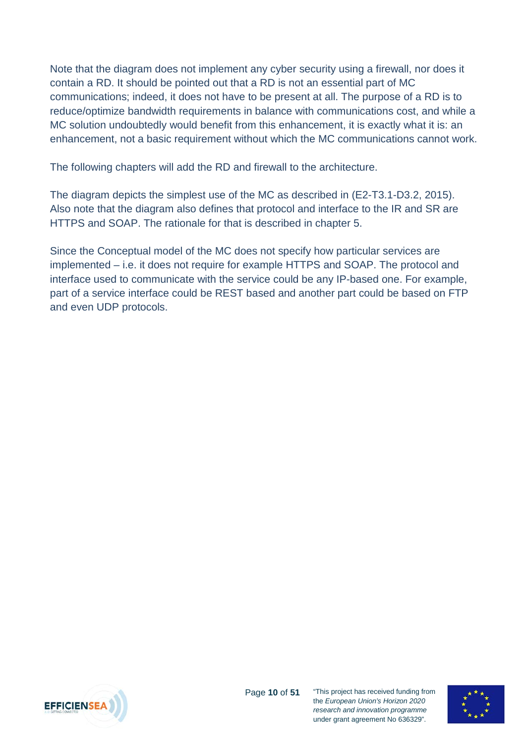Note that the diagram does not implement any cyber security using a firewall, nor does it contain a RD. It should be pointed out that a RD is not an essential part of MC communications; indeed, it does not have to be present at all. The purpose of a RD is to reduce/optimize bandwidth requirements in balance with communications cost, and while a MC solution undoubtedly would benefit from this enhancement, it is exactly what it is: an enhancement, not a basic requirement without which the MC communications cannot work.

The following chapters will add the RD and firewall to the architecture.

The diagram depicts the simplest use of the MC as described in (E2-T3.1-D3.2, 2015). Also note that the diagram also defines that protocol and interface to the IR and SR are HTTPS and SOAP. The rationale for that is described in chapter 5.

Since the Conceptual model of the MC does not specify how particular services are implemented – i.e. it does not require for example HTTPS and SOAP. The protocol and interface used to communicate with the service could be any IP-based one. For example, part of a service interface could be REST based and another part could be based on FTP and even UDP protocols.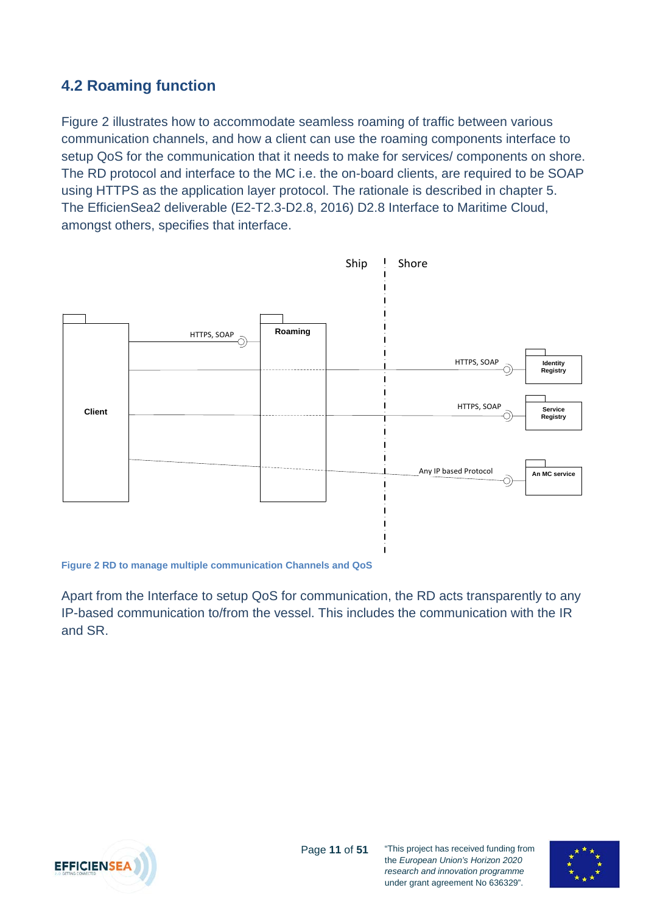## 4.2 Roaming function

Figure 2 illustrates how to accommodate seamless roaming of traffic between various communication channels, and how a client can use the roaming components interface to setup QoS for the communication that it needs to make for services/ components on shore. The RD protocol and interface to the MC i.e. the on-board clients, are required to be SOAP using HTTPS as the application layer protocol. The rationale is described in chapter 5. The EfficienSea2 deliverable (E2-T2.3-D2.8, 2016) D2.8 Interface to Maritime Cloud, amongst others, specifies that interface.

Ship | Shore

Client — HTTPS, SOAP — Roaming

HTTPS, SOAP — Identity Registry

HTTPS, SOAP — Service Registry

Any IP based Protocol — An MC service

**Figure 2 RD to manage multiple communication Channels and QoS**

Apart from the Interface to setup QoS for communication, the RD acts transparently to any IP-based communication to/from the vessel. This includes the communication with the IR and SR.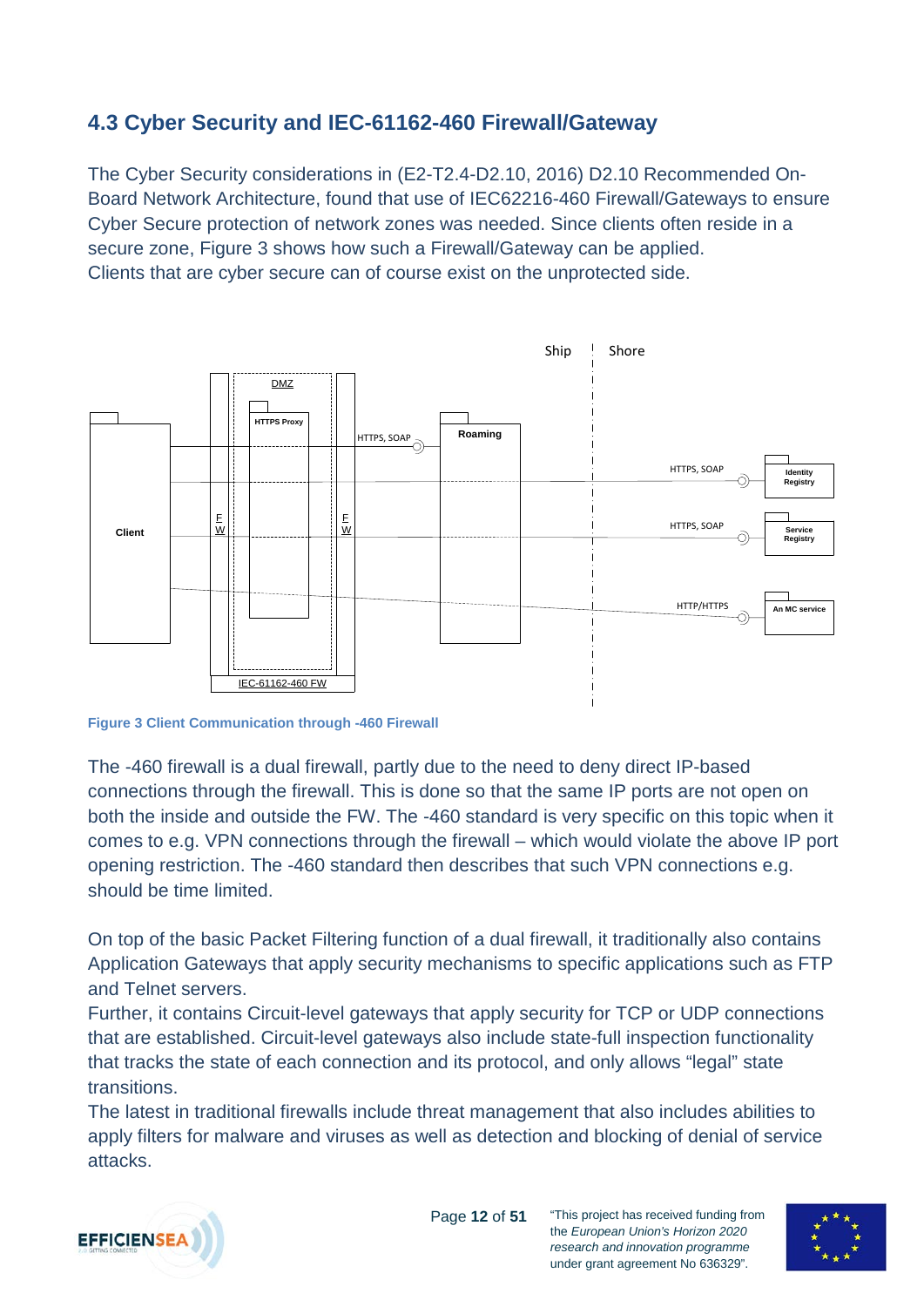## 4.3 Cyber Security and IEC-61162-460 Firewall/Gateway

The Cyber Security considerations in (E2-T2.4-D2.10, 2016) D2.10 Recommended On-Board Network Architecture, found that use of IEC62216-460 Firewall/Gateways to ensure Cyber Secure protection of network zones was needed. Since clients often reside in a secure zone, Figure 3 shows how such a Firewall/Gateway can be applied.
Clients that are cyber secure can of course exist on the unprotected side.

Figure 3 Client Communication through -460 Firewall

The -460 firewall is a dual firewall, partly due to the need to deny direct IP-based connections through the firewall. This is done so that the same IP ports are not open on both the inside and outside the FW. The -460 standard is very specific on this topic when it comes to e.g. VPN connections through the firewall – which would violate the above IP port opening restriction. The -460 standard then describes that such VPN connections e.g. should be time limited.

On top of the basic Packet Filtering function of a dual firewall, it traditionally also contains Application Gateways that apply security mechanisms to specific applications such as FTP and Telnet servers.
Further, it contains Circuit-level gateways that apply security for TCP or UDP connections that are established. Circuit-level gateways also include state-full inspection functionality that tracks the state of each connection and its protocol, and only allows "legal" state transitions.
The latest in traditional firewalls include threat management that also includes abilities to apply filters for malware and viruses as well as detection and blocking of denial of service attacks.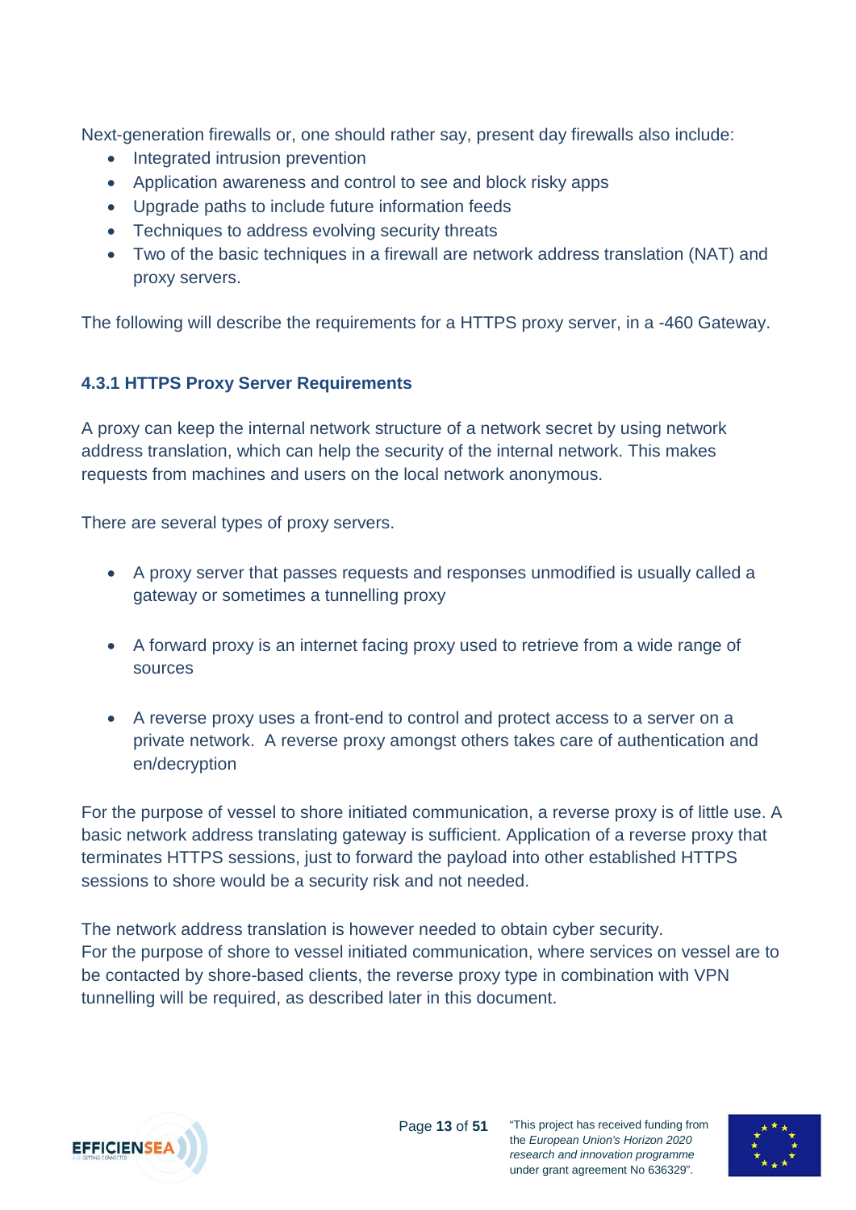Next-generation firewalls or, one should rather say, present day firewalls also include:

- Integrated intrusion prevention
- Application awareness and control to see and block risky apps
- Upgrade paths to include future information feeds
- Techniques to address evolving security threats
- Two of the basic techniques in a firewall are network address translation (NAT) and proxy servers.

The following will describe the requirements for a HTTPS proxy server, in a -460 Gateway.

### 4.3.1 HTTPS Proxy Server Requirements

A proxy can keep the internal network structure of a network secret by using network address translation, which can help the security of the internal network. This makes requests from machines and users on the local network anonymous.

There are several types of proxy servers.

- A proxy server that passes requests and responses unmodified is usually called a gateway or sometimes a tunnelling proxy

- A forward proxy is an internet facing proxy used to retrieve from a wide range of sources

- A reverse proxy uses a front-end to control and protect access to a server on a private network. A reverse proxy amongst others takes care of authentication and en/decryption

For the purpose of vessel to shore initiated communication, a reverse proxy is of little use. A basic network address translating gateway is sufficient. Application of a reverse proxy that terminates HTTPS sessions, just to forward the payload into other established HTTPS sessions to shore would be a security risk and not needed.

The network address translation is however needed to obtain cyber security.
For the purpose of shore to vessel initiated communication, where services on vessel are to be contacted by shore-based clients, the reverse proxy type in combination with VPN tunnelling will be required, as described later in this document.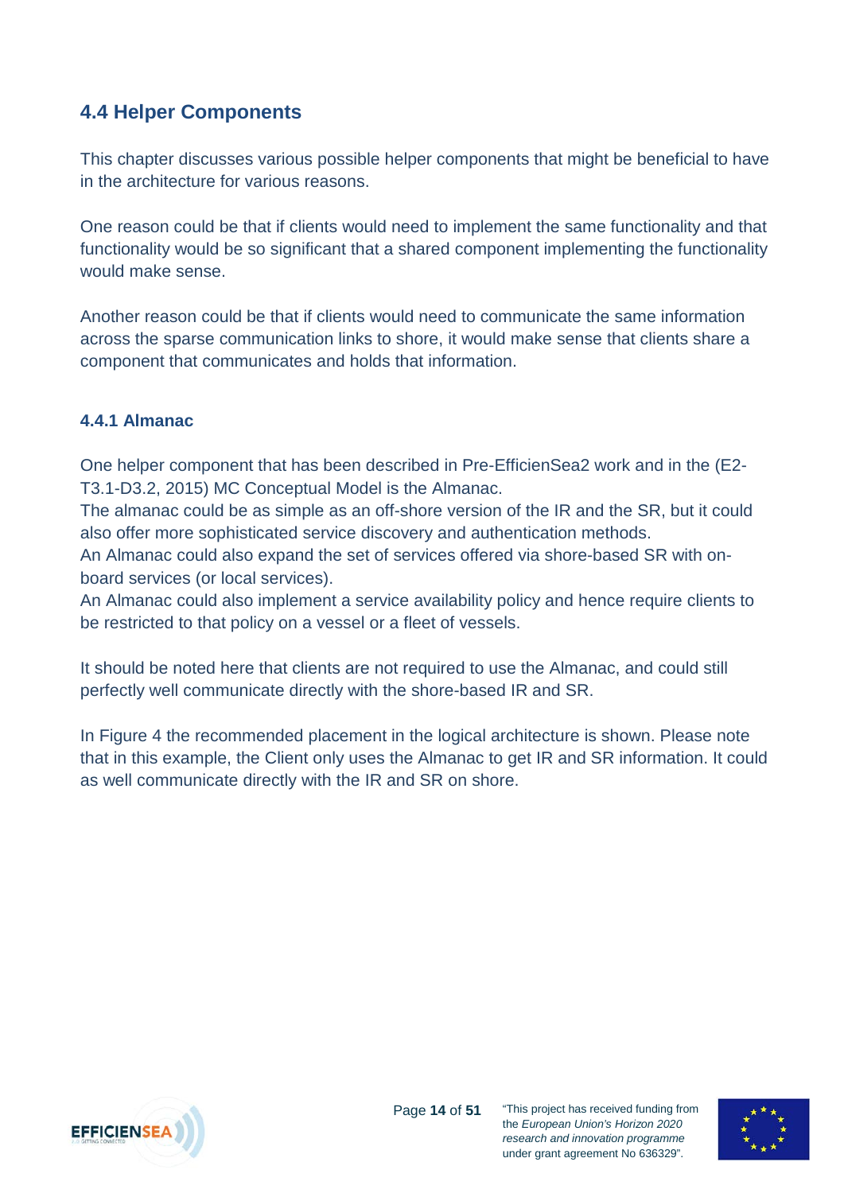## 4.4 Helper Components

This chapter discusses various possible helper components that might be beneficial to have in the architecture for various reasons.

One reason could be that if clients would need to implement the same functionality and that functionality would be so significant that a shared component implementing the functionality would make sense.

Another reason could be that if clients would need to communicate the same information across the sparse communication links to shore, it would make sense that clients share a component that communicates and holds that information.

### 4.4.1 Almanac

One helper component that has been described in Pre-EfficienSea2 work and in the (E2-T3.1-D3.2, 2015) MC Conceptual Model is the Almanac.
The almanac could be as simple as an off-shore version of the IR and the SR, but it could also offer more sophisticated service discovery and authentication methods.
An Almanac could also expand the set of services offered via shore-based SR with on-board services (or local services).
An Almanac could also implement a service availability policy and hence require clients to be restricted to that policy on a vessel or a fleet of vessels.

It should be noted here that clients are not required to use the Almanac, and could still perfectly well communicate directly with the shore-based IR and SR.

In Figure 4 the recommended placement in the logical architecture is shown. Please note that in this example, the Client only uses the Almanac to get IR and SR information. It could as well communicate directly with the IR and SR on shore.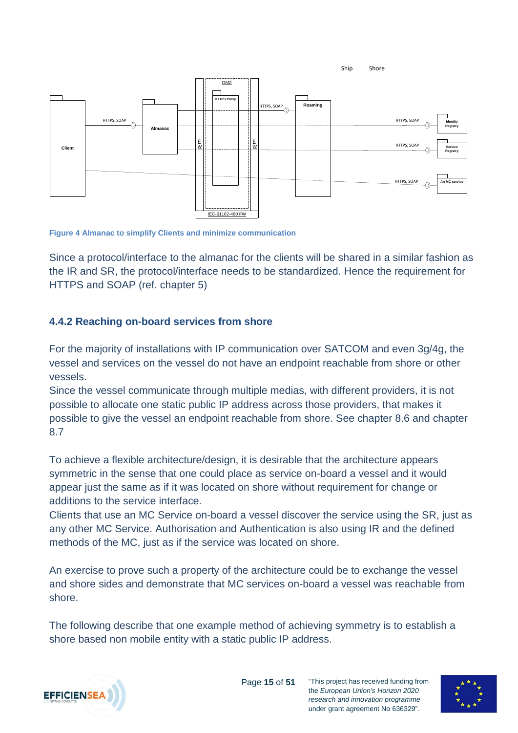Figure 4 Almanac to simplify Clients and minimize communication

Since a protocol/interface to the almanac for the clients will be shared in a similar fashion as the IR and SR, the protocol/interface needs to be standardized. Hence the requirement for HTTPS and SOAP (ref. chapter 5)

### 4.4.2 Reaching on-board services from shore

For the majority of installations with IP communication over SATCOM and even 3g/4g, the vessel and services on the vessel do not have an endpoint reachable from shore or other vessels.
Since the vessel communicate through multiple medias, with different providers, it is not possible to allocate one static public IP address across those providers, that makes it possible to give the vessel an endpoint reachable from shore. See chapter 8.6 and chapter 8.7

To achieve a flexible architecture/design, it is desirable that the architecture appears symmetric in the sense that one could place as service on-board a vessel and it would appear just the same as if it was located on shore without requirement for change or additions to the service interface.
Clients that use an MC Service on-board a vessel discover the service using the SR, just as any other MC Service. Authorisation and Authentication is also using IR and the defined methods of the MC, just as if the service was located on shore.

An exercise to prove such a property of the architecture could be to exchange the vessel and shore sides and demonstrate that MC services on-board a vessel was reachable from shore.

The following describe that one example method of achieving symmetry is to establish a shore based non mobile entity with a static public IP address.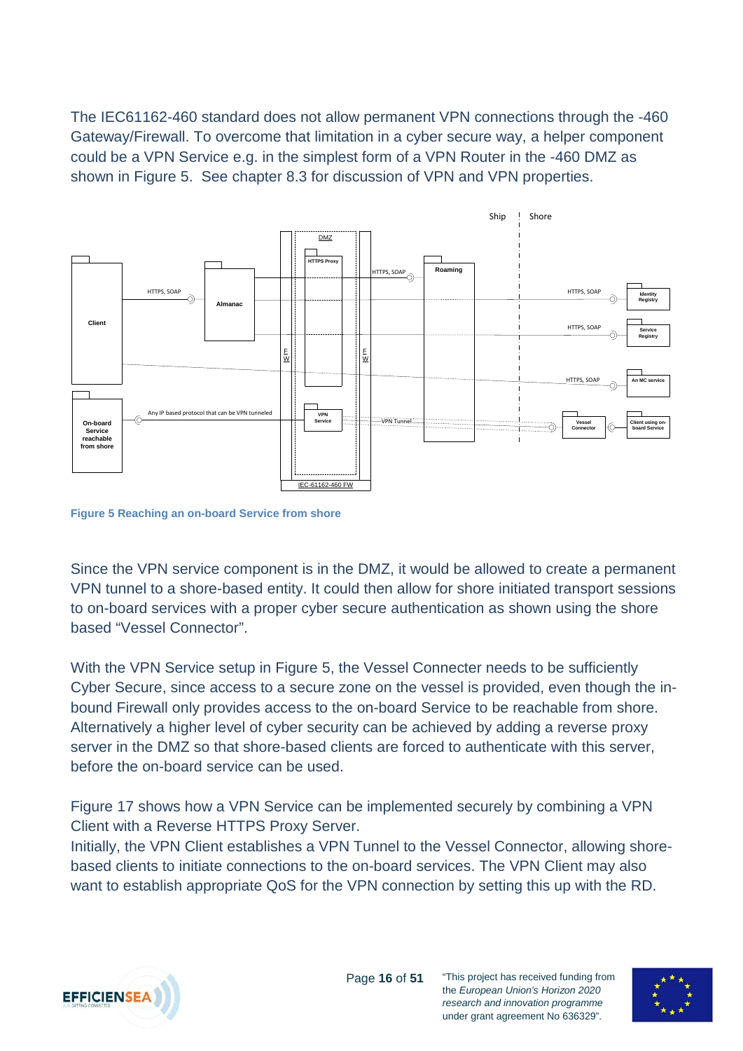The IEC61162-460 standard does not allow permanent VPN connections through the -460 Gateway/Firewall. To overcome that limitation in a cyber secure way, a helper component could be a VPN Service e.g. in the simplest form of a VPN Router in the -460 DMZ as shown in Figure 5. See chapter 8.3 for discussion of VPN and VPN properties.

Figure 5 Reaching an on-board Service from shore

Since the VPN service component is in the DMZ, it would be allowed to create a permanent VPN tunnel to a shore-based entity. It could then allow for shore initiated transport sessions to on-board services with a proper cyber secure authentication as shown using the shore based "Vessel Connector".

With the VPN Service setup in Figure 5, the Vessel Connecter needs to be sufficiently Cyber Secure, since access to a secure zone on the vessel is provided, even though the in-bound Firewall only provides access to the on-board Service to be reachable from shore. Alternatively a higher level of cyber security can be achieved by adding a reverse proxy server in the DMZ so that shore-based clients are forced to authenticate with this server, before the on-board service can be used.

Figure 17 shows how a VPN Service can be implemented securely by combining a VPN Client with a Reverse HTTPS Proxy Server.
Initially, the VPN Client establishes a VPN Tunnel to the Vessel Connector, allowing shore-based clients to initiate connections to the on-board services. The VPN Client may also want to establish appropriate QoS for the VPN connection by setting this up with the RD.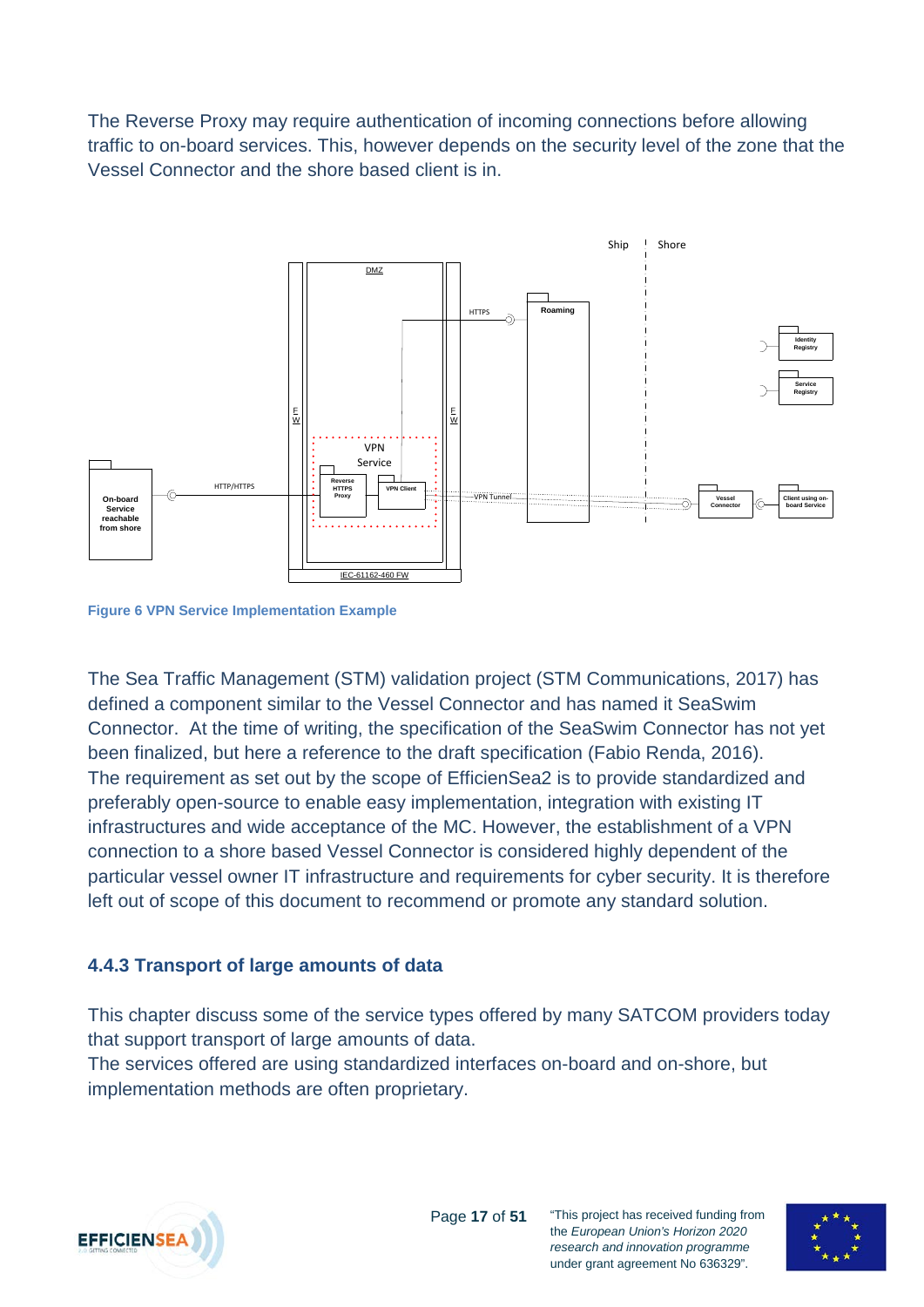The Reverse Proxy may require authentication of incoming connections before allowing traffic to on-board services. This, however depends on the security level of the zone that the Vessel Connector and the shore based client is in.

**Figure 6 VPN Service Implementation Example**

The Sea Traffic Management (STM) validation project (STM Communications, 2017) has defined a component similar to the Vessel Connector and has named it SeaSwim Connector. At the time of writing, the specification of the SeaSwim Connector has not yet been finalized, but here a reference to the draft specification (Fabio Renda, 2016).
The requirement as set out by the scope of EfficienSea2 is to provide standardized and preferably open-source to enable easy implementation, integration with existing IT infrastructures and wide acceptance of the MC. However, the establishment of a VPN connection to a shore based Vessel Connector is considered highly dependent of the particular vessel owner IT infrastructure and requirements for cyber security. It is therefore left out of scope of this document to recommend or promote any standard solution.

### 4.4.3 Transport of large amounts of data

This chapter discuss some of the service types offered by many SATCOM providers today that support transport of large amounts of data.
The services offered are using standardized interfaces on-board and on-shore, but implementation methods are often proprietary.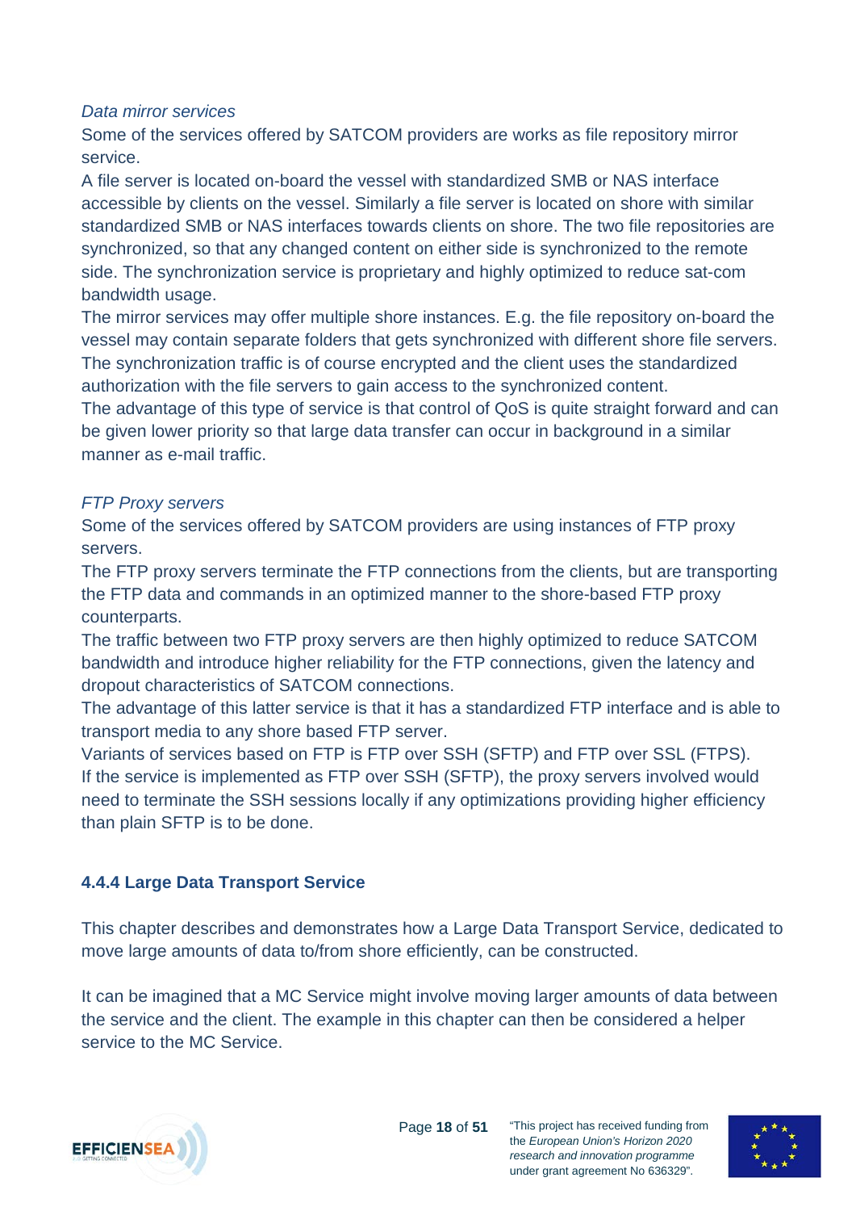*Data mirror services*

Some of the services offered by SATCOM providers are works as file repository mirror service.

A file server is located on-board the vessel with standardized SMB or NAS interface accessible by clients on the vessel. Similarly a file server is located on shore with similar standardized SMB or NAS interfaces towards clients on shore. The two file repositories are synchronized, so that any changed content on either side is synchronized to the remote side. The synchronization service is proprietary and highly optimized to reduce sat-com bandwidth usage.

The mirror services may offer multiple shore instances. E.g. the file repository on-board the vessel may contain separate folders that gets synchronized with different shore file servers. The synchronization traffic is of course encrypted and the client uses the standardized authorization with the file servers to gain access to the synchronized content.

The advantage of this type of service is that control of QoS is quite straight forward and can be given lower priority so that large data transfer can occur in background in a similar manner as e-mail traffic.

*FTP Proxy servers*

Some of the services offered by SATCOM providers are using instances of FTP proxy servers.

The FTP proxy servers terminate the FTP connections from the clients, but are transporting the FTP data and commands in an optimized manner to the shore-based FTP proxy counterparts.

The traffic between two FTP proxy servers are then highly optimized to reduce SATCOM bandwidth and introduce higher reliability for the FTP connections, given the latency and dropout characteristics of SATCOM connections.

The advantage of this latter service is that it has a standardized FTP interface and is able to transport media to any shore based FTP server.

Variants of services based on FTP is FTP over SSH (SFTP) and FTP over SSL (FTPS).

If the service is implemented as FTP over SSH (SFTP), the proxy servers involved would need to terminate the SSH sessions locally if any optimizations providing higher efficiency than plain SFTP is to be done.

### 4.4.4 Large Data Transport Service

This chapter describes and demonstrates how a Large Data Transport Service, dedicated to move large amounts of data to/from shore efficiently, can be constructed.

It can be imagined that a MC Service might involve moving larger amounts of data between the service and the client. The example in this chapter can then be considered a helper service to the MC Service.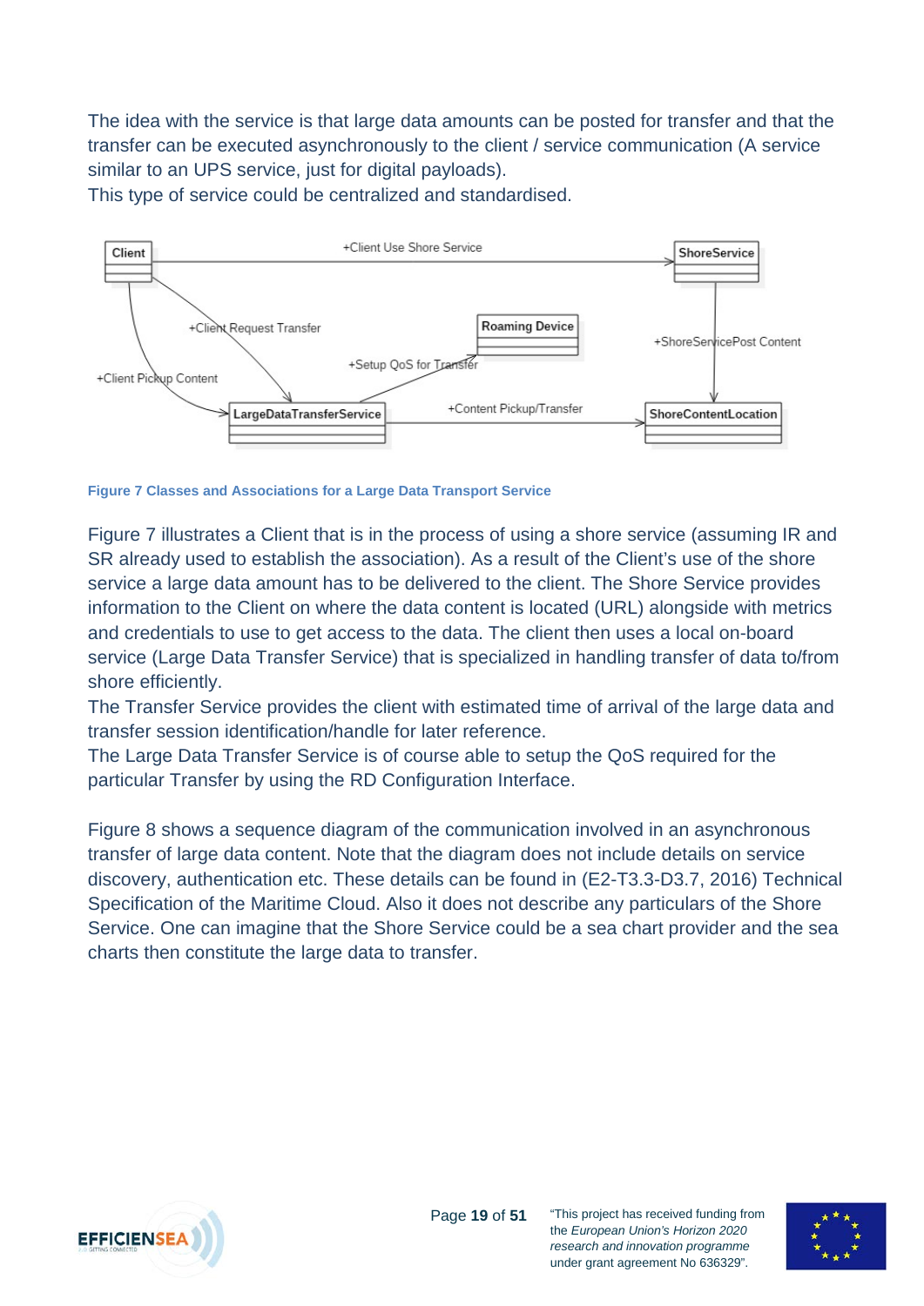The idea with the service is that large data amounts can be posted for transfer and that the transfer can be executed asynchronously to the client / service communication (A service similar to an UPS service, just for digital payloads).
This type of service could be centralized and standardised.

Figure 7 Classes and Associations for a Large Data Transport Service

Figure 7 illustrates a Client that is in the process of using a shore service (assuming IR and SR already used to establish the association). As a result of the Client's use of the shore service a large data amount has to be delivered to the client. The Shore Service provides information to the Client on where the data content is located (URL) alongside with metrics and credentials to use to get access to the data. The client then uses a local on-board service (Large Data Transfer Service) that is specialized in handling transfer of data to/from shore efficiently.
The Transfer Service provides the client with estimated time of arrival of the large data and transfer session identification/handle for later reference.
The Large Data Transfer Service is of course able to setup the QoS required for the particular Transfer by using the RD Configuration Interface.

Figure 8 shows a sequence diagram of the communication involved in an asynchronous transfer of large data content. Note that the diagram does not include details on service discovery, authentication etc. These details can be found in (E2-T3.3-D3.7, 2016) Technical Specification of the Maritime Cloud. Also it does not describe any particulars of the Shore Service. One can imagine that the Shore Service could be a sea chart provider and the sea charts then constitute the large data to transfer.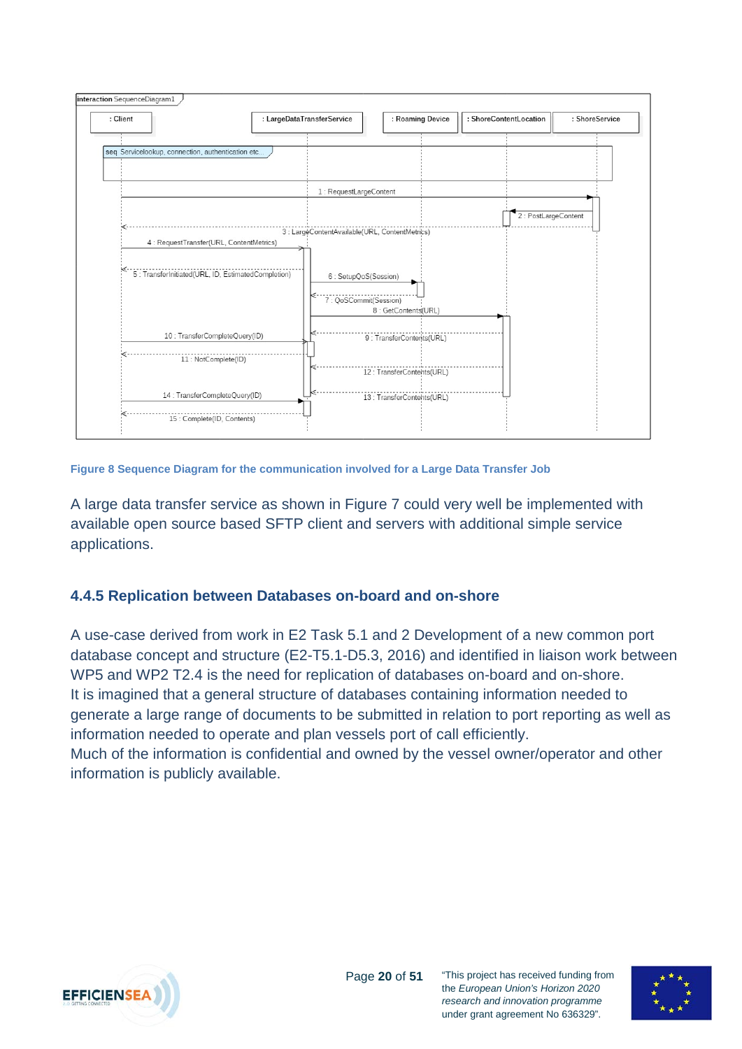**Figure 8 Sequence Diagram for the communication involved for a Large Data Transfer Job**

A large data transfer service as shown in Figure 7 could very well be implemented with available open source based SFTP client and servers with additional simple service applications.

### 4.4.5 Replication between Databases on-board and on-shore

A use-case derived from work in E2 Task 5.1 and 2 Development of a new common port database concept and structure (E2-T5.1-D5.3, 2016) and identified in liaison work between WP5 and WP2 T2.4 is the need for replication of databases on-board and on-shore.
It is imagined that a general structure of databases containing information needed to generate a large range of documents to be submitted in relation to port reporting as well as information needed to operate and plan vessels port of call efficiently.
Much of the information is confidential and owned by the vessel owner/operator and other information is publicly available.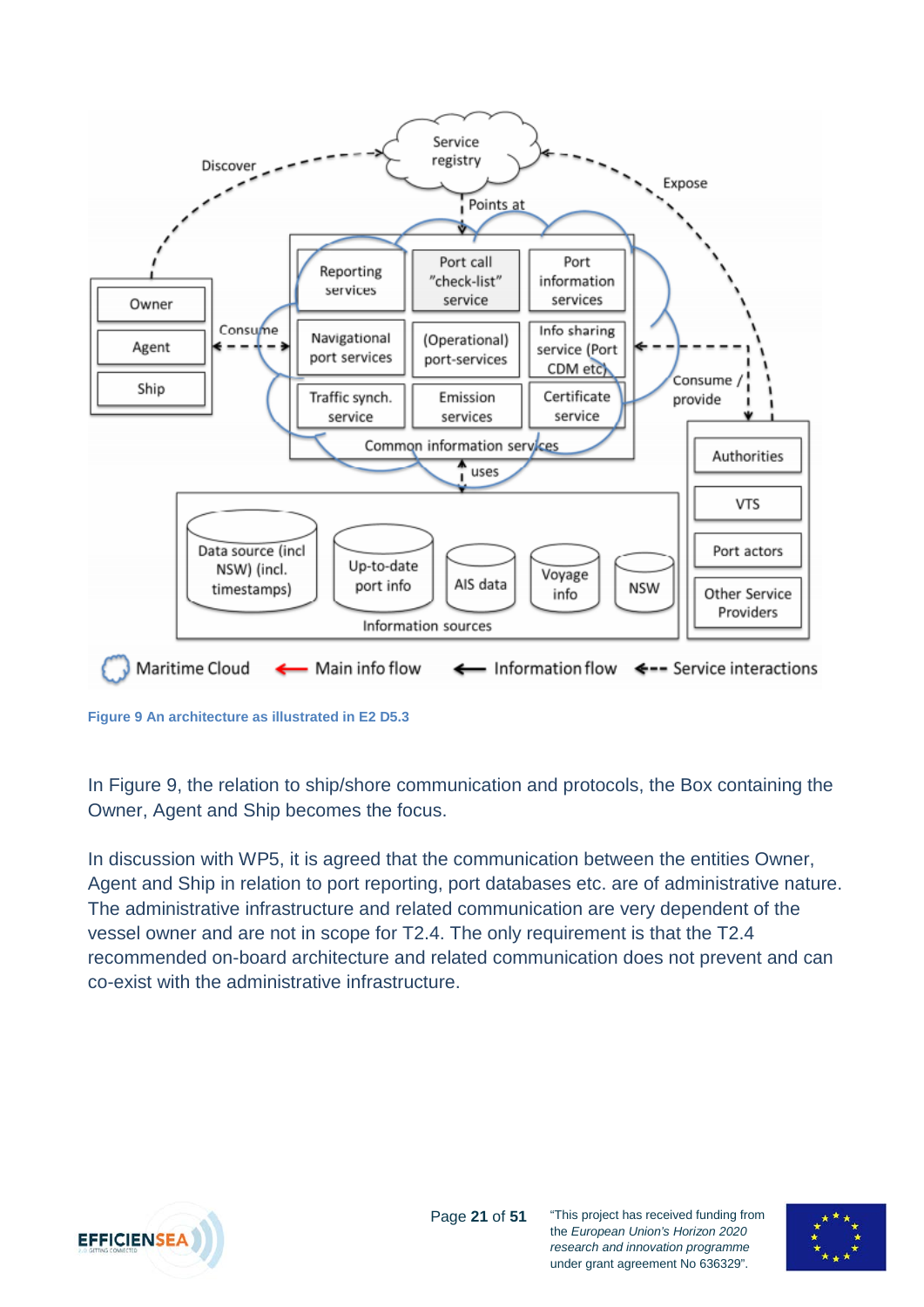Figure 9 An architecture as illustrated in E2 D5.3

In Figure 9, the relation to ship/shore communication and protocols, the Box containing the Owner, Agent and Ship becomes the focus.

In discussion with WP5, it is agreed that the communication between the entities Owner, Agent and Ship in relation to port reporting, port databases etc. are of administrative nature. The administrative infrastructure and related communication are very dependent of the vessel owner and are not in scope for T2.4. The only requirement is that the T2.4 recommended on-board architecture and related communication does not prevent and can co-exist with the administrative infrastructure.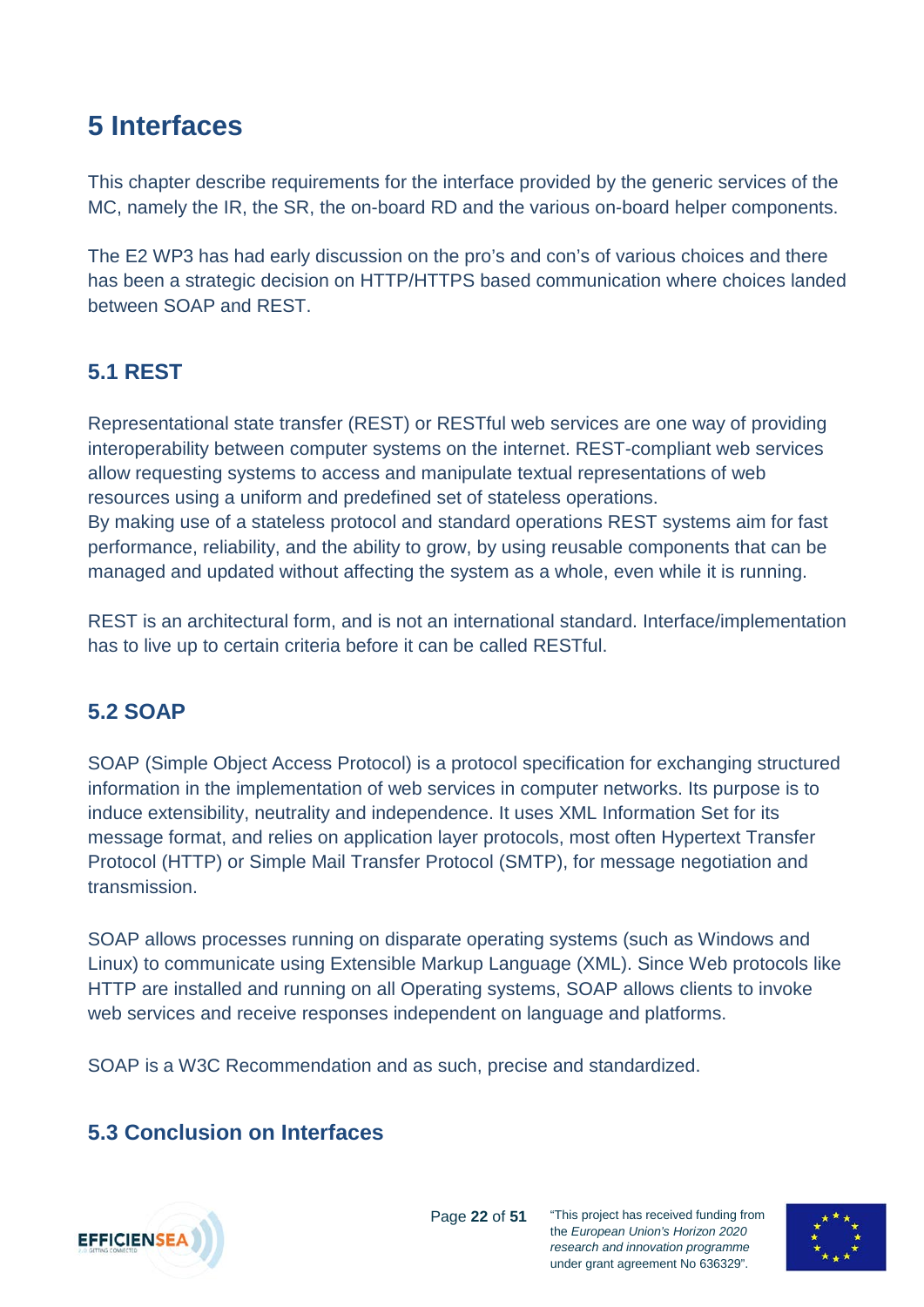# 5 Interfaces

This chapter describe requirements for the interface provided by the generic services of the MC, namely the IR, the SR, the on-board RD and the various on-board helper components.

The E2 WP3 has had early discussion on the pro's and con's of various choices and there has been a strategic decision on HTTP/HTTPS based communication where choices landed between SOAP and REST.

## 5.1 REST

Representational state transfer (REST) or RESTful web services are one way of providing interoperability between computer systems on the internet. REST-compliant web services allow requesting systems to access and manipulate textual representations of web resources using a uniform and predefined set of stateless operations.
By making use of a stateless protocol and standard operations REST systems aim for fast performance, reliability, and the ability to grow, by using reusable components that can be managed and updated without affecting the system as a whole, even while it is running.

REST is an architectural form, and is not an international standard. Interface/implementation has to live up to certain criteria before it can be called RESTful.

## 5.2 SOAP

SOAP (Simple Object Access Protocol) is a protocol specification for exchanging structured information in the implementation of web services in computer networks. Its purpose is to induce extensibility, neutrality and independence. It uses XML Information Set for its message format, and relies on application layer protocols, most often Hypertext Transfer Protocol (HTTP) or Simple Mail Transfer Protocol (SMTP), for message negotiation and transmission.

SOAP allows processes running on disparate operating systems (such as Windows and Linux) to communicate using Extensible Markup Language (XML). Since Web protocols like HTTP are installed and running on all Operating systems, SOAP allows clients to invoke web services and receive responses independent on language and platforms.

SOAP is a W3C Recommendation and as such, precise and standardized.

## 5.3 Conclusion on Interfaces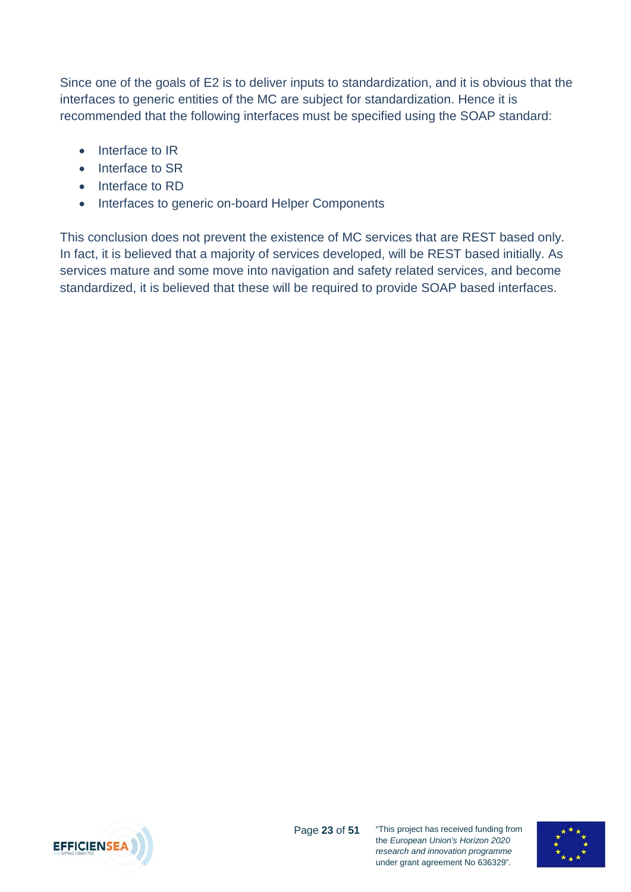Since one of the goals of E2 is to deliver inputs to standardization, and it is obvious that the interfaces to generic entities of the MC are subject for standardization. Hence it is recommended that the following interfaces must be specified using the SOAP standard:

- Interface to IR
- Interface to SR
- Interface to RD
- Interfaces to generic on-board Helper Components

This conclusion does not prevent the existence of MC services that are REST based only. In fact, it is believed that a majority of services developed, will be REST based initially. As services mature and some move into navigation and safety related services, and become standardized, it is believed that these will be required to provide SOAP based interfaces.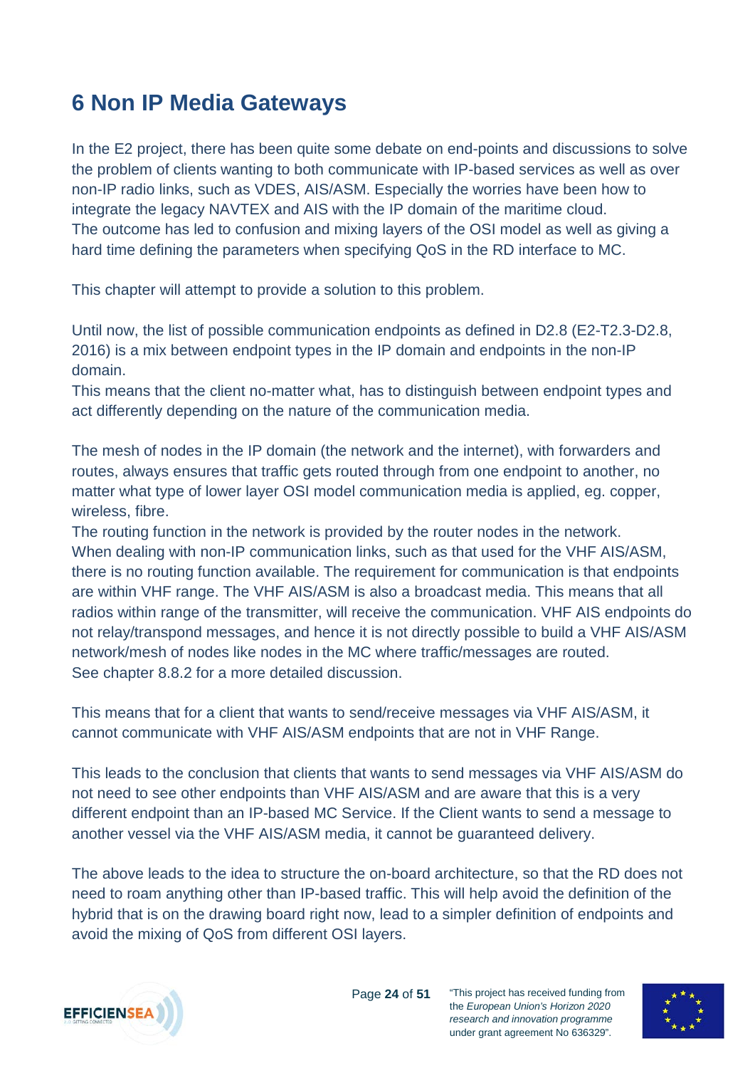# 6 Non IP Media Gateways

In the E2 project, there has been quite some debate on end-points and discussions to solve the problem of clients wanting to both communicate with IP-based services as well as over non-IP radio links, such as VDES, AIS/ASM. Especially the worries have been how to integrate the legacy NAVTEX and AIS with the IP domain of the maritime cloud.
The outcome has led to confusion and mixing layers of the OSI model as well as giving a hard time defining the parameters when specifying QoS in the RD interface to MC.

This chapter will attempt to provide a solution to this problem.

Until now, the list of possible communication endpoints as defined in D2.8 (E2-T2.3-D2.8, 2016) is a mix between endpoint types in the IP domain and endpoints in the non-IP domain.
This means that the client no-matter what, has to distinguish between endpoint types and act differently depending on the nature of the communication media.

The mesh of nodes in the IP domain (the network and the internet), with forwarders and routes, always ensures that traffic gets routed through from one endpoint to another, no matter what type of lower layer OSI model communication media is applied, eg. copper, wireless, fibre.
The routing function in the network is provided by the router nodes in the network.
When dealing with non-IP communication links, such as that used for the VHF AIS/ASM, there is no routing function available. The requirement for communication is that endpoints are within VHF range. The VHF AIS/ASM is also a broadcast media. This means that all radios within range of the transmitter, will receive the communication. VHF AIS endpoints do not relay/transpond messages, and hence it is not directly possible to build a VHF AIS/ASM network/mesh of nodes like nodes in the MC where traffic/messages are routed.
See chapter 8.8.2 for a more detailed discussion.

This means that for a client that wants to send/receive messages via VHF AIS/ASM, it cannot communicate with VHF AIS/ASM endpoints that are not in VHF Range.

This leads to the conclusion that clients that wants to send messages via VHF AIS/ASM do not need to see other endpoints than VHF AIS/ASM and are aware that this is a very different endpoint than an IP-based MC Service. If the Client wants to send a message to another vessel via the VHF AIS/ASM media, it cannot be guaranteed delivery.

The above leads to the idea to structure the on-board architecture, so that the RD does not need to roam anything other than IP-based traffic. This will help avoid the definition of the hybrid that is on the drawing board right now, lead to a simpler definition of endpoints and avoid the mixing of QoS from different OSI layers.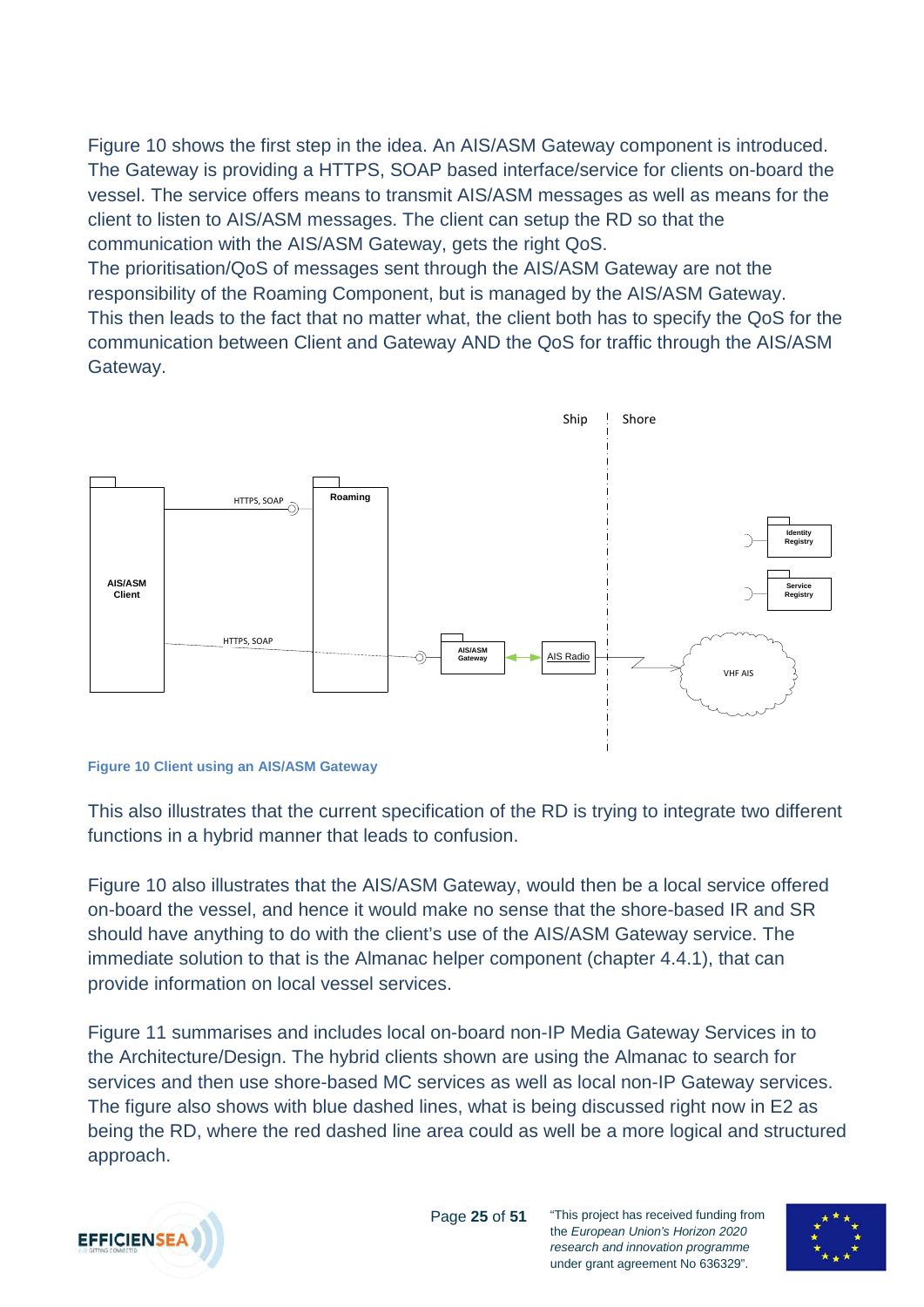Figure 10 shows the first step in the idea. An AIS/ASM Gateway component is introduced. The Gateway is providing a HTTPS, SOAP based interface/service for clients on-board the vessel. The service offers means to transmit AIS/ASM messages as well as means for the client to listen to AIS/ASM messages. The client can setup the RD so that the communication with the AIS/ASM Gateway, gets the right QoS.
The prioritisation/QoS of messages sent through the AIS/ASM Gateway are not the responsibility of the Roaming Component, but is managed by the AIS/ASM Gateway.
This then leads to the fact that no matter what, the client both has to specify the QoS for the communication between Client and Gateway AND the QoS for traffic through the AIS/ASM Gateway.

**Figure 10 Client using an AIS/ASM Gateway**

This also illustrates that the current specification of the RD is trying to integrate two different functions in a hybrid manner that leads to confusion.

Figure 10 also illustrates that the AIS/ASM Gateway, would then be a local service offered on-board the vessel, and hence it would make no sense that the shore-based IR and SR should have anything to do with the client's use of the AIS/ASM Gateway service. The immediate solution to that is the Almanac helper component (chapter 4.4.1), that can provide information on local vessel services.

Figure 11 summarises and includes local on-board non-IP Media Gateway Services in to the Architecture/Design. The hybrid clients shown are using the Almanac to search for services and then use shore-based MC services as well as local non-IP Gateway services. The figure also shows with blue dashed lines, what is being discussed right now in E2 as being the RD, where the red dashed line area could as well be a more logical and structured approach.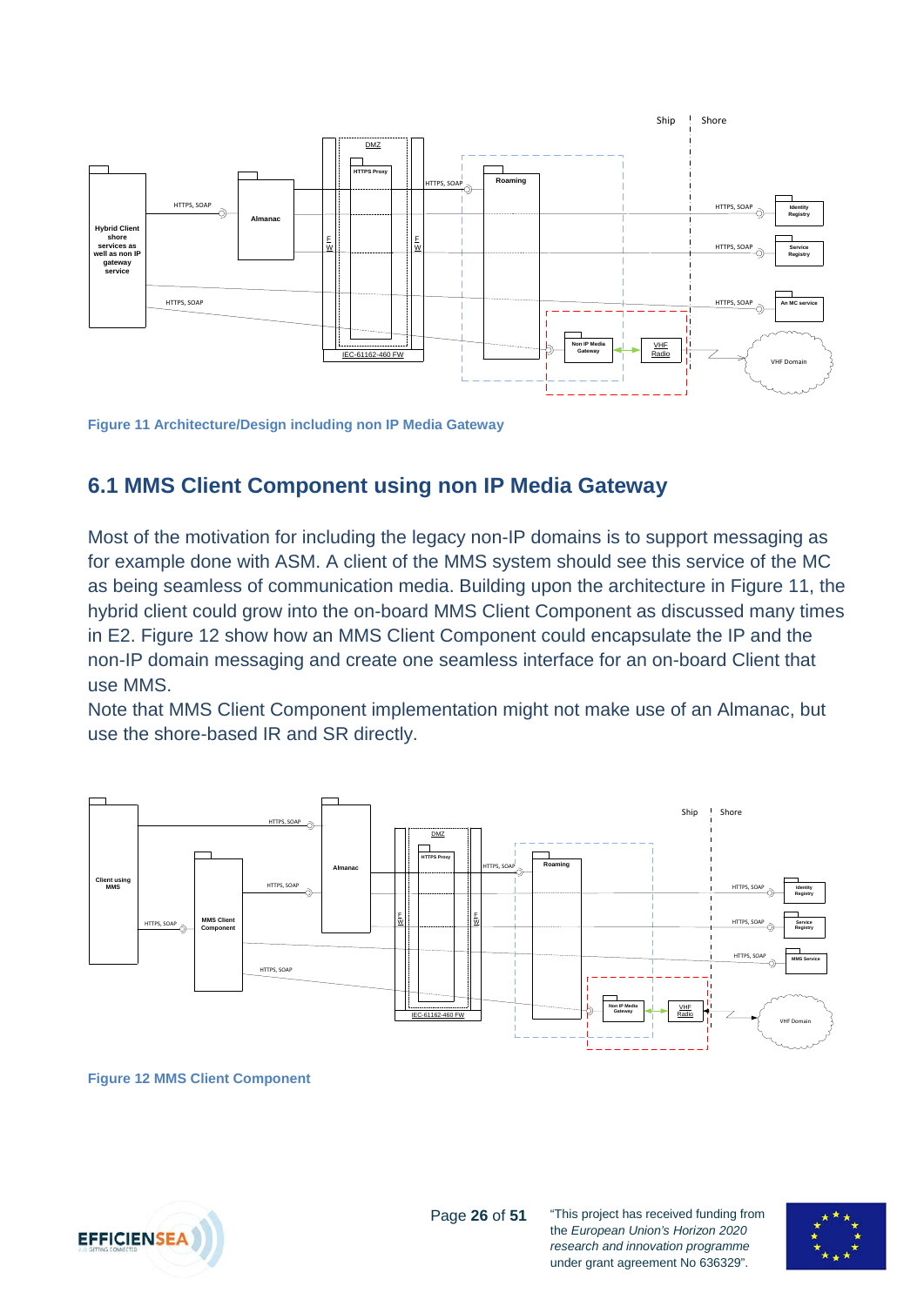Figure 11 Architecture/Design including non IP Media Gateway

## 6.1 MMS Client Component using non IP Media Gateway

Most of the motivation for including the legacy non-IP domains is to support messaging as for example done with ASM. A client of the MMS system should see this service of the MC as being seamless of communication media. Building upon the architecture in Figure 11, the hybrid client could grow into the on-board MMS Client Component as discussed many times in E2. Figure 12 show how an MMS Client Component could encapsulate the IP and the non-IP domain messaging and create one seamless interface for an on-board Client that use MMS.

Note that MMS Client Component implementation might not make use of an Almanac, but use the shore-based IR and SR directly.

Figure 12 MMS Client Component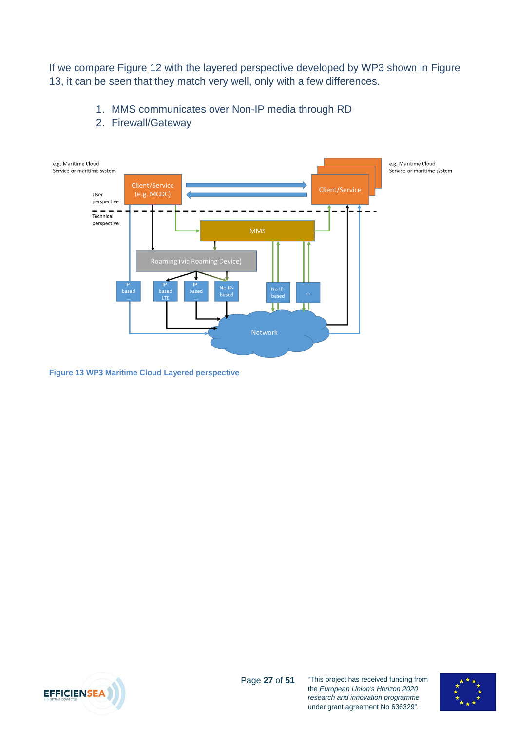If we compare Figure 12 with the layered perspective developed by WP3 shown in Figure 13, it can be seen that they match very well, only with a few differences.

1. MMS communicates over Non-IP media through RD
2. Firewall/Gateway

Figure 13 WP3 Maritime Cloud Layered perspective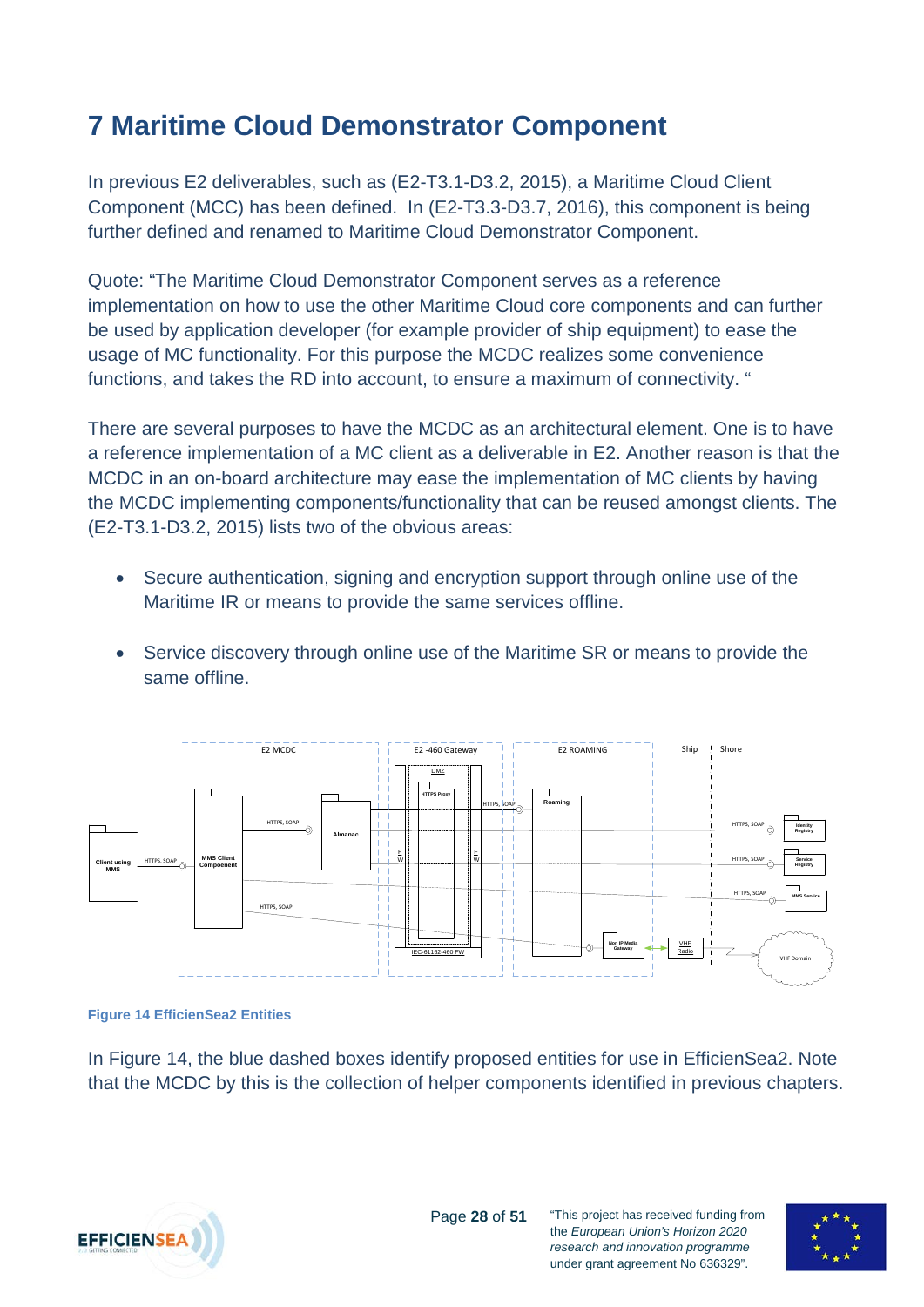# 7 Maritime Cloud Demonstrator Component

In previous E2 deliverables, such as (E2-T3.1-D3.2, 2015), a Maritime Cloud Client Component (MCC) has been defined. In (E2-T3.3-D3.7, 2016), this component is being further defined and renamed to Maritime Cloud Demonstrator Component.

Quote: "The Maritime Cloud Demonstrator Component serves as a reference implementation on how to use the other Maritime Cloud core components and can further be used by application developer (for example provider of ship equipment) to ease the usage of MC functionality. For this purpose the MCDC realizes some convenience functions, and takes the RD into account, to ensure a maximum of connectivity. "

There are several purposes to have the MCDC as an architectural element. One is to have a reference implementation of a MC client as a deliverable in E2. Another reason is that the MCDC in an on-board architecture may ease the implementation of MC clients by having the MCDC implementing components/functionality that can be reused amongst clients. The (E2-T3.1-D3.2, 2015) lists two of the obvious areas:

- Secure authentication, signing and encryption support through online use of the Maritime IR or means to provide the same services offline.
- Service discovery through online use of the Maritime SR or means to provide the same offline.

Figure 14 EfficienSea2 Entities

In Figure 14, the blue dashed boxes identify proposed entities for use in EfficienSea2. Note that the MCDC by this is the collection of helper components identified in previous chapters.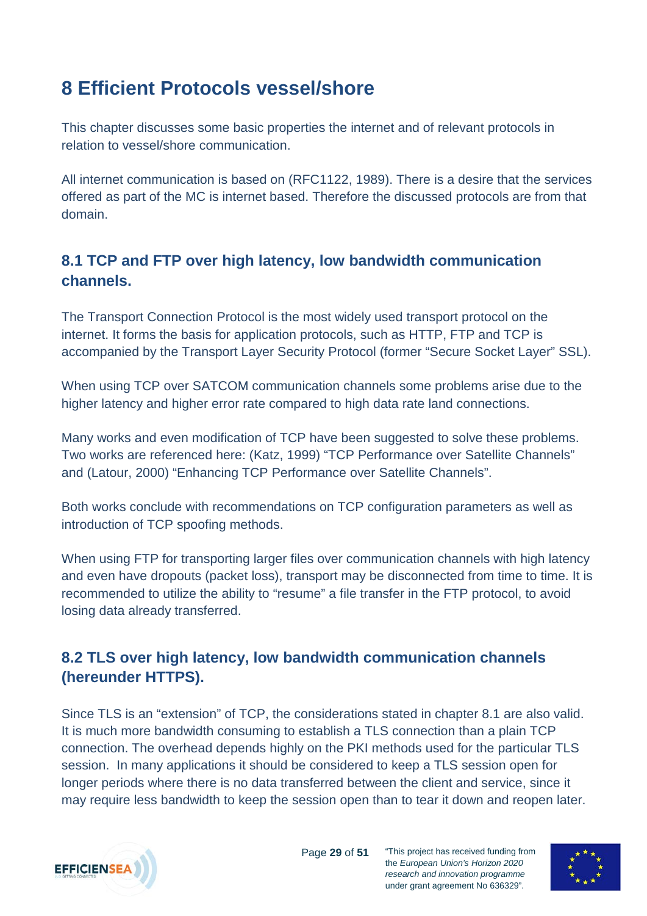# 8 Efficient Protocols vessel/shore

This chapter discusses some basic properties the internet and of relevant protocols in relation to vessel/shore communication.

All internet communication is based on (RFC1122, 1989). There is a desire that the services offered as part of the MC is internet based. Therefore the discussed protocols are from that domain.

## 8.1 TCP and FTP over high latency, low bandwidth communication channels.

The Transport Connection Protocol is the most widely used transport protocol on the internet. It forms the basis for application protocols, such as HTTP, FTP and TCP is accompanied by the Transport Layer Security Protocol (former "Secure Socket Layer" SSL).

When using TCP over SATCOM communication channels some problems arise due to the higher latency and higher error rate compared to high data rate land connections.

Many works and even modification of TCP have been suggested to solve these problems. Two works are referenced here: (Katz, 1999) "TCP Performance over Satellite Channels" and (Latour, 2000) "Enhancing TCP Performance over Satellite Channels".

Both works conclude with recommendations on TCP configuration parameters as well as introduction of TCP spoofing methods.

When using FTP for transporting larger files over communication channels with high latency and even have dropouts (packet loss), transport may be disconnected from time to time. It is recommended to utilize the ability to "resume" a file transfer in the FTP protocol, to avoid losing data already transferred.

## 8.2 TLS over high latency, low bandwidth communication channels (hereunder HTTPS).

Since TLS is an "extension" of TCP, the considerations stated in chapter 8.1 are also valid. It is much more bandwidth consuming to establish a TLS connection than a plain TCP connection. The overhead depends highly on the PKI methods used for the particular TLS session. In many applications it should be considered to keep a TLS session open for longer periods where there is no data transferred between the client and service, since it may require less bandwidth to keep the session open than to tear it down and reopen later.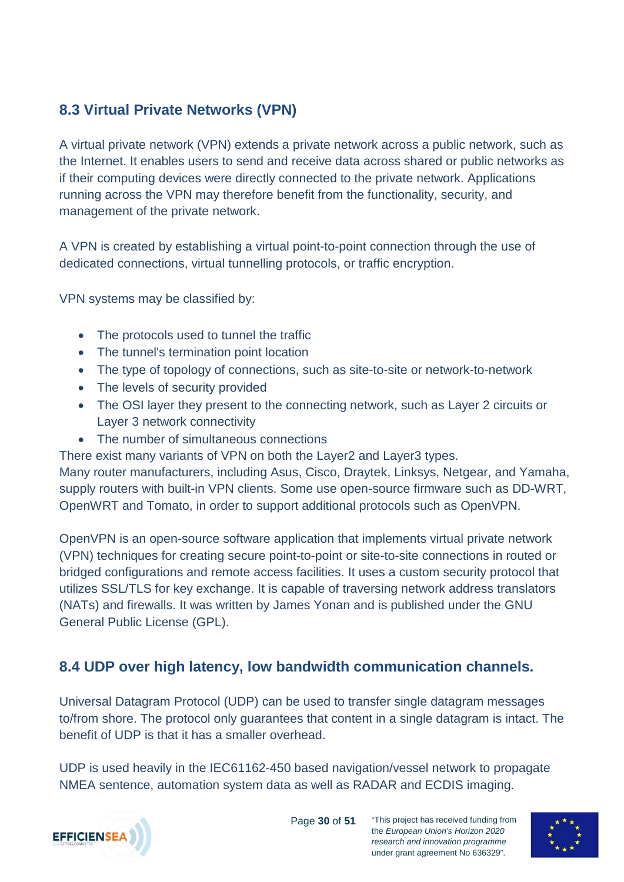## 8.3 Virtual Private Networks (VPN)

A virtual private network (VPN) extends a private network across a public network, such as the Internet. It enables users to send and receive data across shared or public networks as if their computing devices were directly connected to the private network. Applications running across the VPN may therefore benefit from the functionality, security, and management of the private network.

A VPN is created by establishing a virtual point-to-point connection through the use of dedicated connections, virtual tunnelling protocols, or traffic encryption.

VPN systems may be classified by:

- The protocols used to tunnel the traffic
- The tunnel's termination point location
- The type of topology of connections, such as site-to-site or network-to-network
- The levels of security provided
- The OSI layer they present to the connecting network, such as Layer 2 circuits or Layer 3 network connectivity
- The number of simultaneous connections

There exist many variants of VPN on both the Layer2 and Layer3 types.
Many router manufacturers, including Asus, Cisco, Draytek, Linksys, Netgear, and Yamaha, supply routers with built-in VPN clients. Some use open-source firmware such as DD-WRT, OpenWRT and Tomato, in order to support additional protocols such as OpenVPN.

OpenVPN is an open-source software application that implements virtual private network (VPN) techniques for creating secure point-to-point or site-to-site connections in routed or bridged configurations and remote access facilities. It uses a custom security protocol that utilizes SSL/TLS for key exchange. It is capable of traversing network address translators (NATs) and firewalls. It was written by James Yonan and is published under the GNU General Public License (GPL).

## 8.4 UDP over high latency, low bandwidth communication channels.

Universal Datagram Protocol (UDP) can be used to transfer single datagram messages to/from shore. The protocol only guarantees that content in a single datagram is intact. The benefit of UDP is that it has a smaller overhead.

UDP is used heavily in the IEC61162-450 based navigation/vessel network to propagate NMEA sentence, automation system data as well as RADAR and ECDIS imaging.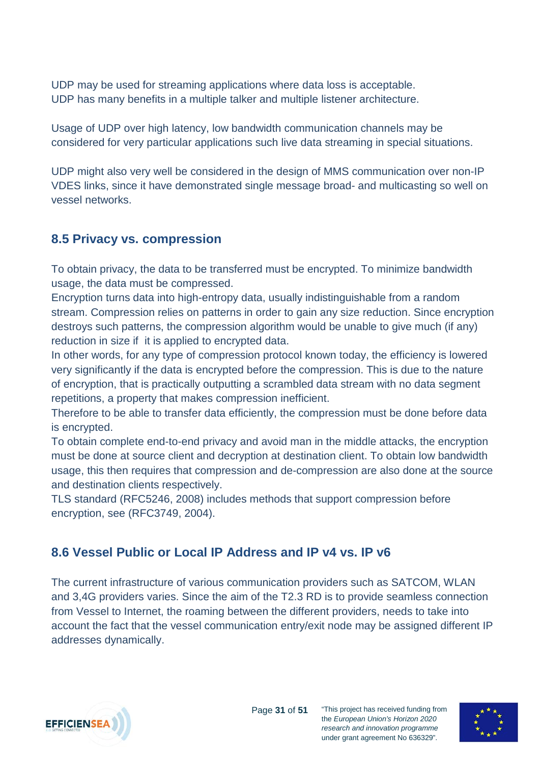UDP may be used for streaming applications where data loss is acceptable.
UDP has many benefits in a multiple talker and multiple listener architecture.

Usage of UDP over high latency, low bandwidth communication channels may be considered for very particular applications such live data streaming in special situations.

UDP might also very well be considered in the design of MMS communication over non-IP VDES links, since it have demonstrated single message broad- and multicasting so well on vessel networks.

## 8.5 Privacy vs. compression

To obtain privacy, the data to be transferred must be encrypted. To minimize bandwidth usage, the data must be compressed.
Encryption turns data into high-entropy data, usually indistinguishable from a random stream. Compression relies on patterns in order to gain any size reduction. Since encryption destroys such patterns, the compression algorithm would be unable to give much (if any) reduction in size if it is applied to encrypted data.
In other words, for any type of compression protocol known today, the efficiency is lowered very significantly if the data is encrypted before the compression. This is due to the nature of encryption, that is practically outputting a scrambled data stream with no data segment repetitions, a property that makes compression inefficient.
Therefore to be able to transfer data efficiently, the compression must be done before data is encrypted.
To obtain complete end-to-end privacy and avoid man in the middle attacks, the encryption must be done at source client and decryption at destination client. To obtain low bandwidth usage, this then requires that compression and de-compression are also done at the source and destination clients respectively.
TLS standard (RFC5246, 2008) includes methods that support compression before encryption, see (RFC3749, 2004).

## 8.6 Vessel Public or Local IP Address and IP v4 vs. IP v6

The current infrastructure of various communication providers such as SATCOM, WLAN and 3,4G providers varies. Since the aim of the T2.3 RD is to provide seamless connection from Vessel to Internet, the roaming between the different providers, needs to take into account the fact that the vessel communication entry/exit node may be assigned different IP addresses dynamically.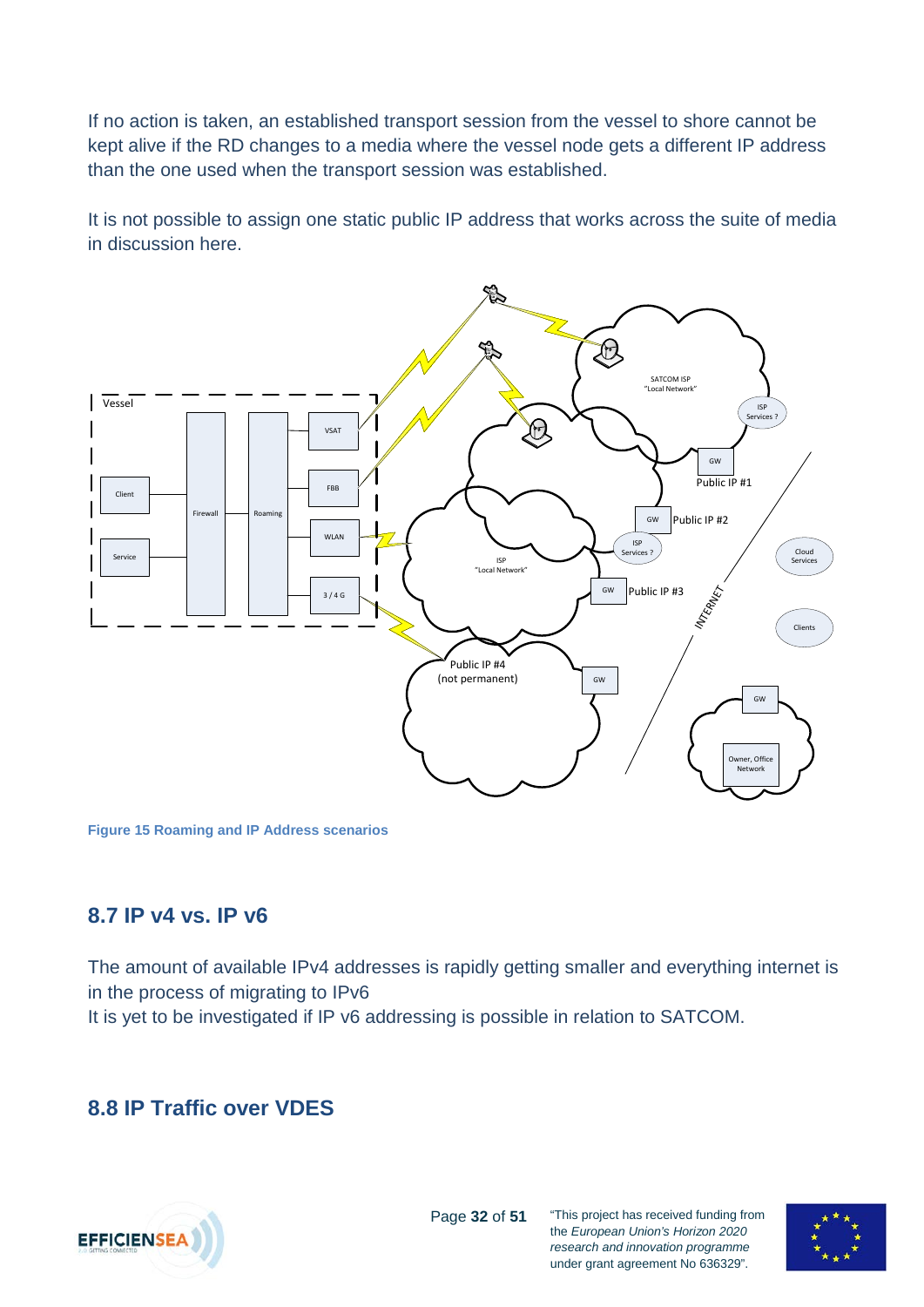If no action is taken, an established transport session from the vessel to shore cannot be kept alive if the RD changes to a media where the vessel node gets a different IP address than the one used when the transport session was established.

It is not possible to assign one static public IP address that works across the suite of media in discussion here.

Figure 15 Roaming and IP Address scenarios

## 8.7 IP v4 vs. IP v6

The amount of available IPv4 addresses is rapidly getting smaller and everything internet is in the process of migrating to IPv6
It is yet to be investigated if IP v6 addressing is possible in relation to SATCOM.

## 8.8 IP Traffic over VDES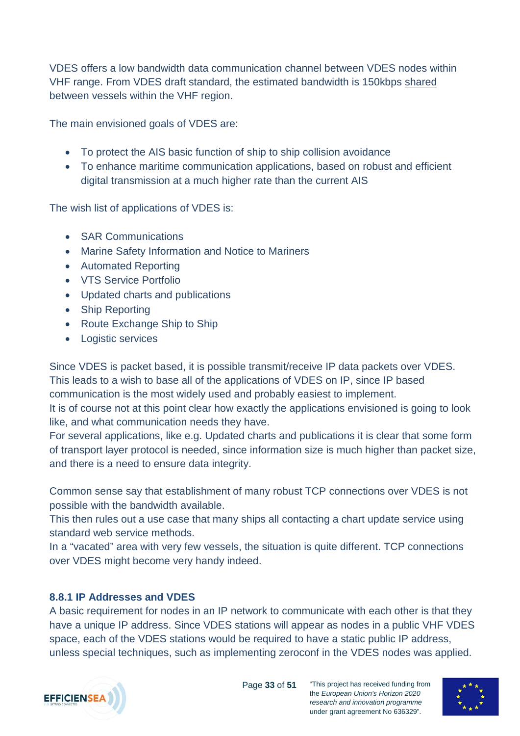VDES offers a low bandwidth data communication channel between VDES nodes within VHF range. From VDES draft standard, the estimated bandwidth is 150kbps <u>shared</u> between vessels within the VHF region.

The main envisioned goals of VDES are:

- To protect the AIS basic function of ship to ship collision avoidance
- To enhance maritime communication applications, based on robust and efficient digital transmission at a much higher rate than the current AIS

The wish list of applications of VDES is:

- SAR Communications
- Marine Safety Information and Notice to Mariners
- Automated Reporting
- VTS Service Portfolio
- Updated charts and publications
- Ship Reporting
- Route Exchange Ship to Ship
- Logistic services

Since VDES is packet based, it is possible transmit/receive IP data packets over VDES. This leads to a wish to base all of the applications of VDES on IP, since IP based communication is the most widely used and probably easiest to implement.
It is of course not at this point clear how exactly the applications envisioned is going to look like, and what communication needs they have.
For several applications, like e.g. Updated charts and publications it is clear that some form of transport layer protocol is needed, since information size is much higher than packet size, and there is a need to ensure data integrity.

Common sense say that establishment of many robust TCP connections over VDES is not possible with the bandwidth available.
This then rules out a use case that many ships all contacting a chart update service using standard web service methods.
In a "vacated" area with very few vessels, the situation is quite different. TCP connections over VDES might become very handy indeed.

### 8.8.1 IP Addresses and VDES

A basic requirement for nodes in an IP network to communicate with each other is that they have a unique IP address. Since VDES stations will appear as nodes in a public VHF VDES space, each of the VDES stations would be required to have a static public IP address, unless special techniques, such as implementing zeroconf in the VDES nodes was applied.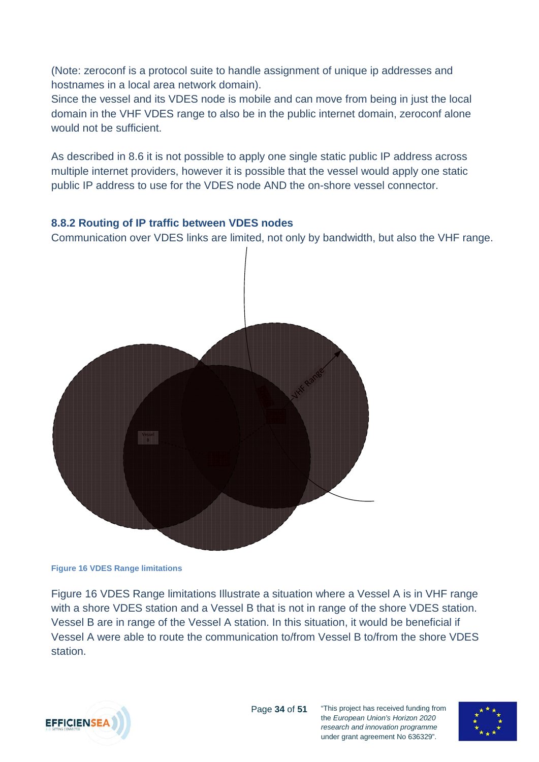(Note: zeroconf is a protocol suite to handle assignment of unique ip addresses and hostnames in a local area network domain).
Since the vessel and its VDES node is mobile and can move from being in just the local domain in the VHF VDES range to also be in the public internet domain, zeroconf alone would not be sufficient.

As described in 8.6 it is not possible to apply one single static public IP address across multiple internet providers, however it is possible that the vessel would apply one static public IP address to use for the VDES node AND the on-shore vessel connector.

### 8.8.2 Routing of IP traffic between VDES nodes

Communication over VDES links are limited, not only by bandwidth, but also the VHF range.

**Figure 16 VDES Range limitations**

Figure 16 VDES Range limitations Illustrate a situation where a Vessel A is in VHF range with a shore VDES station and a Vessel B that is not in range of the shore VDES station. Vessel B are in range of the Vessel A station. In this situation, it would be beneficial if Vessel A were able to route the communication to/from Vessel B to/from the shore VDES station.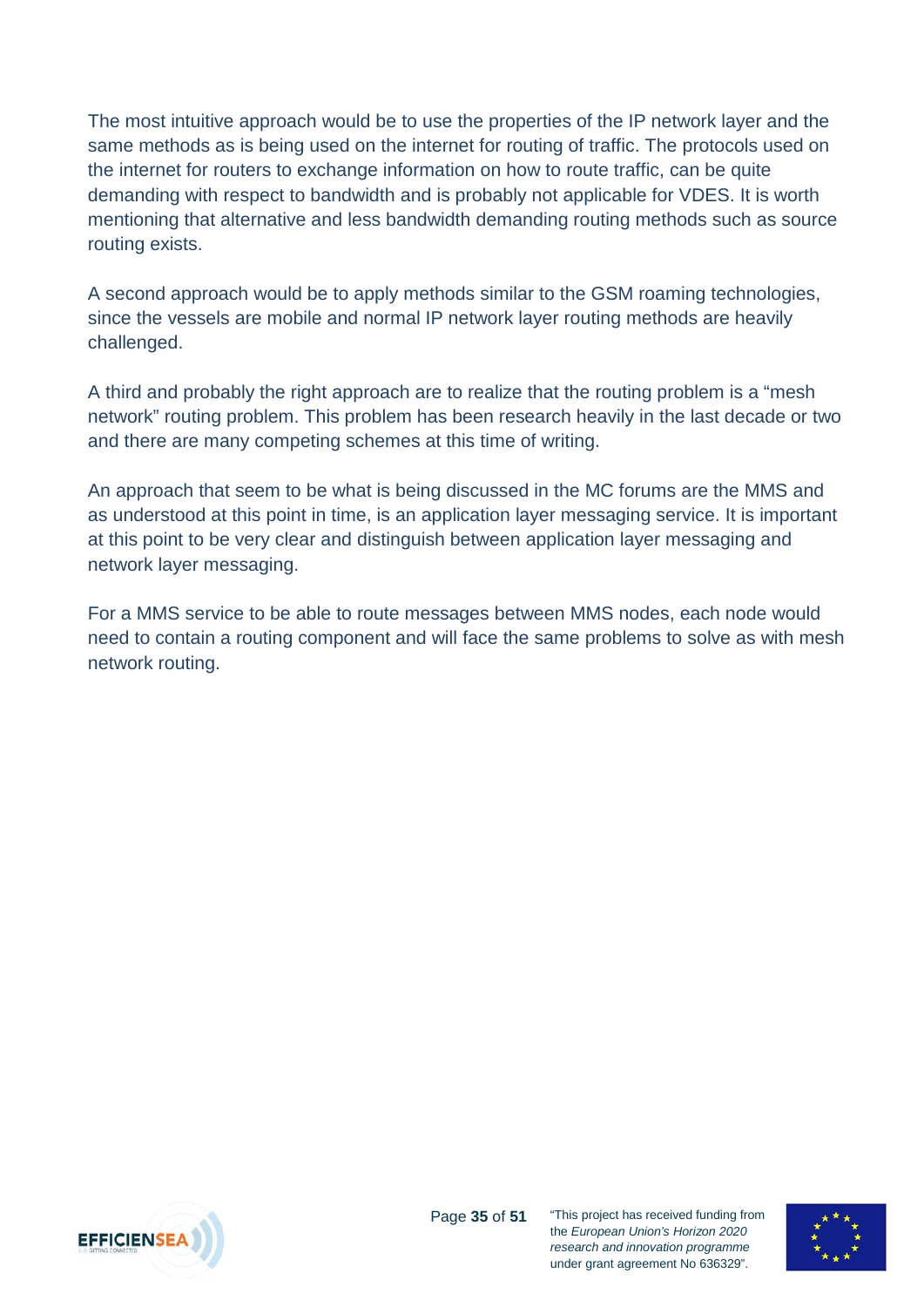The most intuitive approach would be to use the properties of the IP network layer and the same methods as is being used on the internet for routing of traffic. The protocols used on the internet for routers to exchange information on how to route traffic, can be quite demanding with respect to bandwidth and is probably not applicable for VDES. It is worth mentioning that alternative and less bandwidth demanding routing methods such as source routing exists.

A second approach would be to apply methods similar to the GSM roaming technologies, since the vessels are mobile and normal IP network layer routing methods are heavily challenged.

A third and probably the right approach are to realize that the routing problem is a “mesh network” routing problem. This problem has been research heavily in the last decade or two and there are many competing schemes at this time of writing.

An approach that seem to be what is being discussed in the MC forums are the MMS and as understood at this point in time, is an application layer messaging service. It is important at this point to be very clear and distinguish between application layer messaging and network layer messaging.

For a MMS service to be able to route messages between MMS nodes, each node would need to contain a routing component and will face the same problems to solve as with mesh network routing.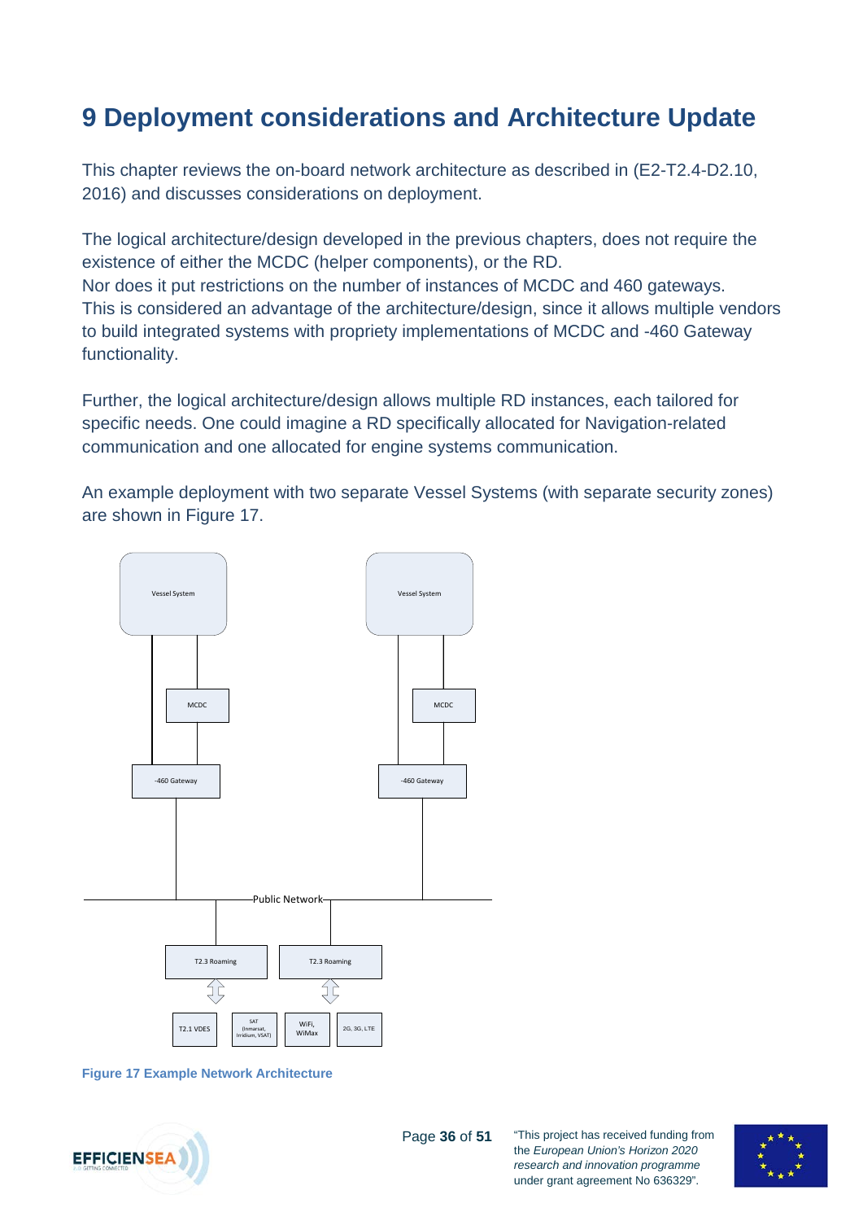# 9 Deployment considerations and Architecture Update

This chapter reviews the on-board network architecture as described in (E2-T2.4-D2.10, 2016) and discusses considerations on deployment.

The logical architecture/design developed in the previous chapters, does not require the existence of either the MCDC (helper components), or the RD.
Nor does it put restrictions on the number of instances of MCDC and 460 gateways.
This is considered an advantage of the architecture/design, since it allows multiple vendors to build integrated systems with propriety implementations of MCDC and -460 Gateway functionality.

Further, the logical architecture/design allows multiple RD instances, each tailored for specific needs. One could imagine a RD specifically allocated for Navigation-related communication and one allocated for engine systems communication.

An example deployment with two separate Vessel Systems (with separate security zones) are shown in Figure 17.

Vessel System

Vessel System

MCDC

MCDC

-460 Gateway

-460 Gateway

Public Network

T2.3 Roaming

T2.3 Roaming

T2.1 VDES

SAT (Inmarsat, Irridium, VSAT)

WiFi, WiMax

2G, 3G, LTE

Figure 17 Example Network Architecture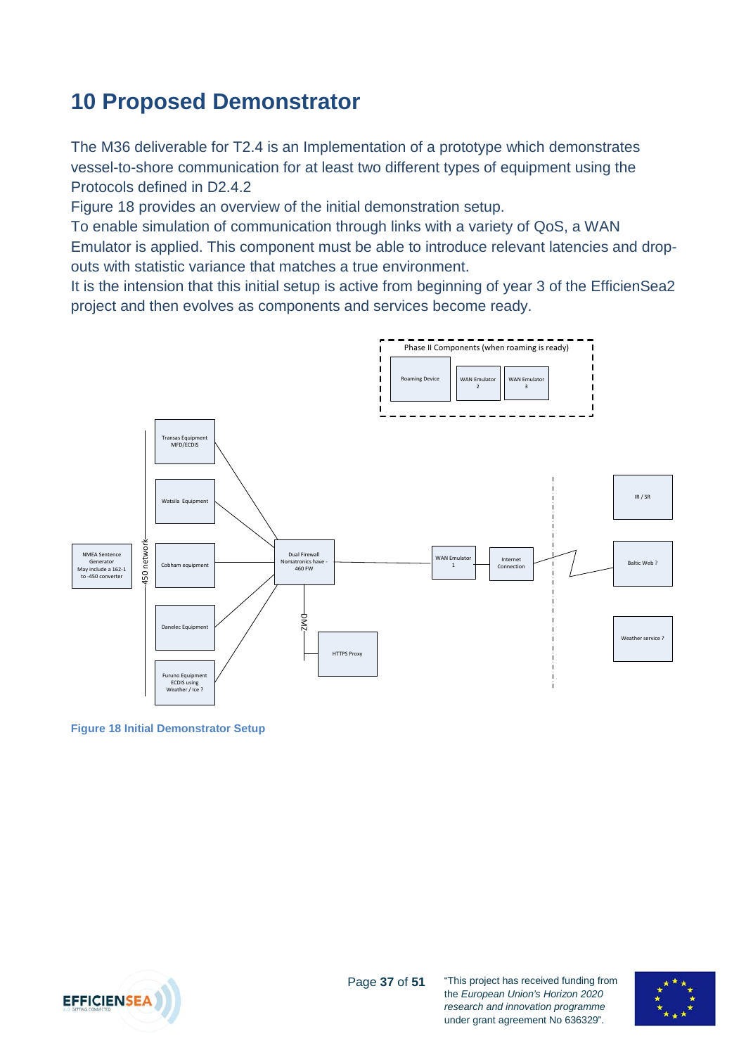# 10 Proposed Demonstrator

The M36 deliverable for T2.4 is an Implementation of a prototype which demonstrates vessel-to-shore communication for at least two different types of equipment using the Protocols defined in D2.4.2

Figure 18 provides an overview of the initial demonstration setup.

To enable simulation of communication through links with a variety of QoS, a WAN Emulator is applied. This component must be able to introduce relevant latencies and drop-outs with statistic variance that matches a true environment.

It is the intension that this initial setup is active from beginning of year 3 of the EfficienSea2 project and then evolves as components and services become ready.

**Figure 18 Initial Demonstrator Setup**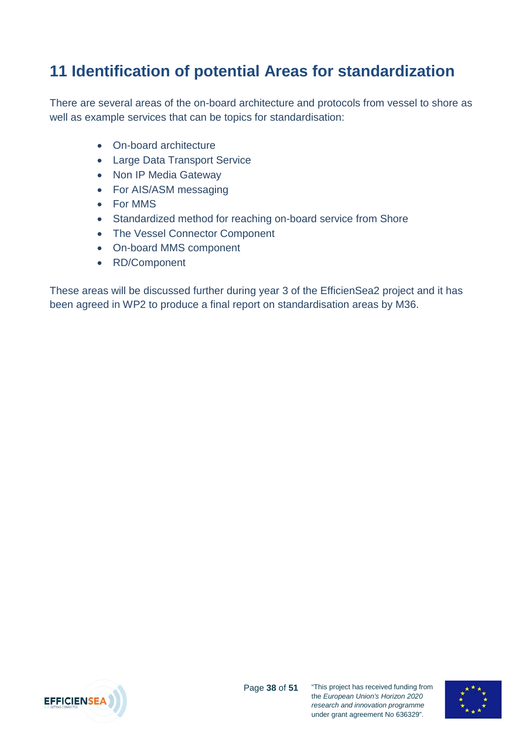# 11 Identification of potential Areas for standardization

There are several areas of the on-board architecture and protocols from vessel to shore as well as example services that can be topics for standardisation:

- On-board architecture
- Large Data Transport Service
- Non IP Media Gateway
- For AIS/ASM messaging
- For MMS
- Standardized method for reaching on-board service from Shore
- The Vessel Connector Component
- On-board MMS component
- RD/Component

These areas will be discussed further during year 3 of the EfficienSea2 project and it has been agreed in WP2 to produce a final report on standardisation areas by M36.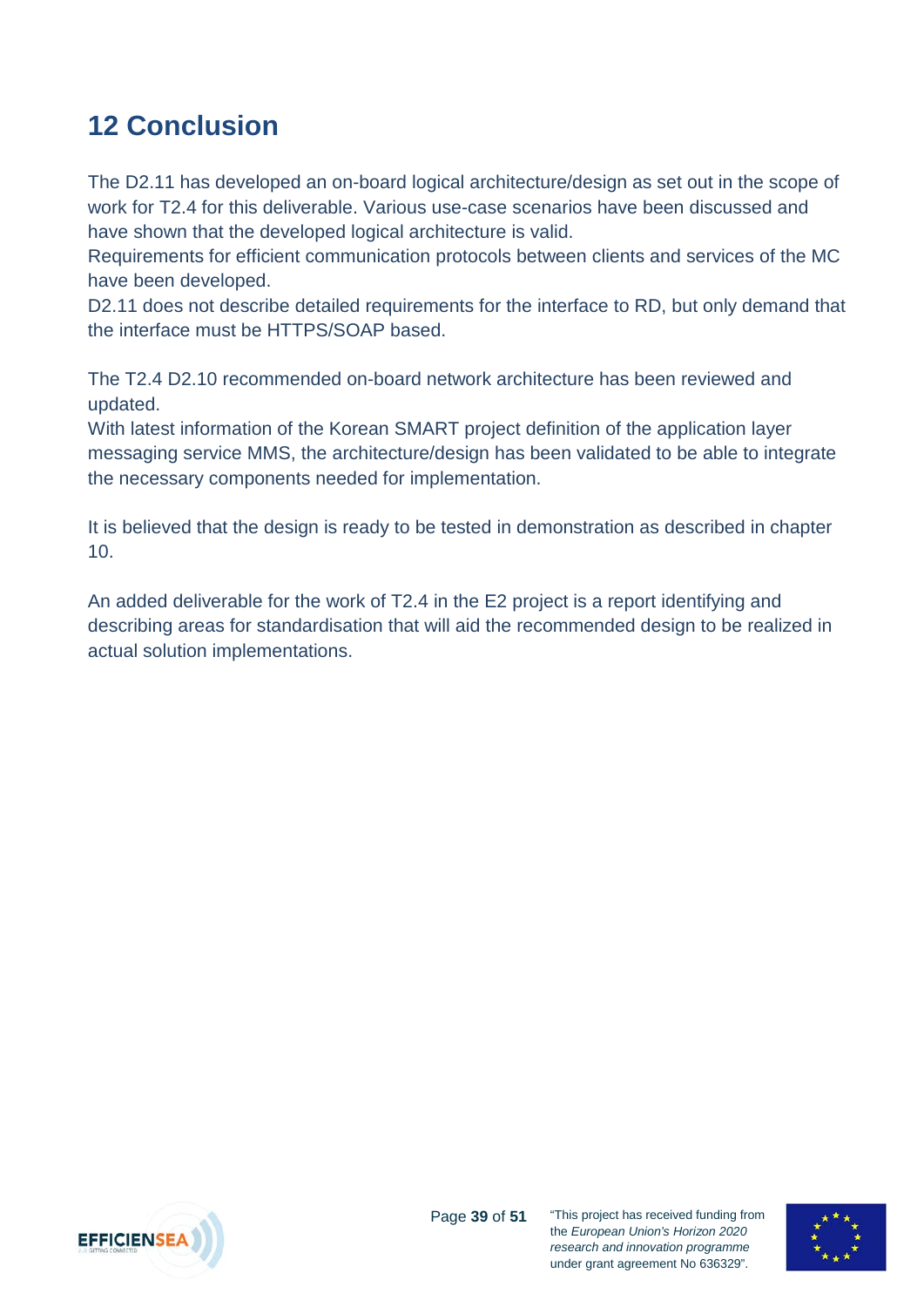# 12 Conclusion

The D2.11 has developed an on-board logical architecture/design as set out in the scope of work for T2.4 for this deliverable. Various use-case scenarios have been discussed and have shown that the developed logical architecture is valid.
Requirements for efficient communication protocols between clients and services of the MC have been developed.
D2.11 does not describe detailed requirements for the interface to RD, but only demand that the interface must be HTTPS/SOAP based.

The T2.4 D2.10 recommended on-board network architecture has been reviewed and updated.
With latest information of the Korean SMART project definition of the application layer messaging service MMS, the architecture/design has been validated to be able to integrate the necessary components needed for implementation.

It is believed that the design is ready to be tested in demonstration as described in chapter 10.

An added deliverable for the work of T2.4 in the E2 project is a report identifying and describing areas for standardisation that will aid the recommended design to be realized in actual solution implementations.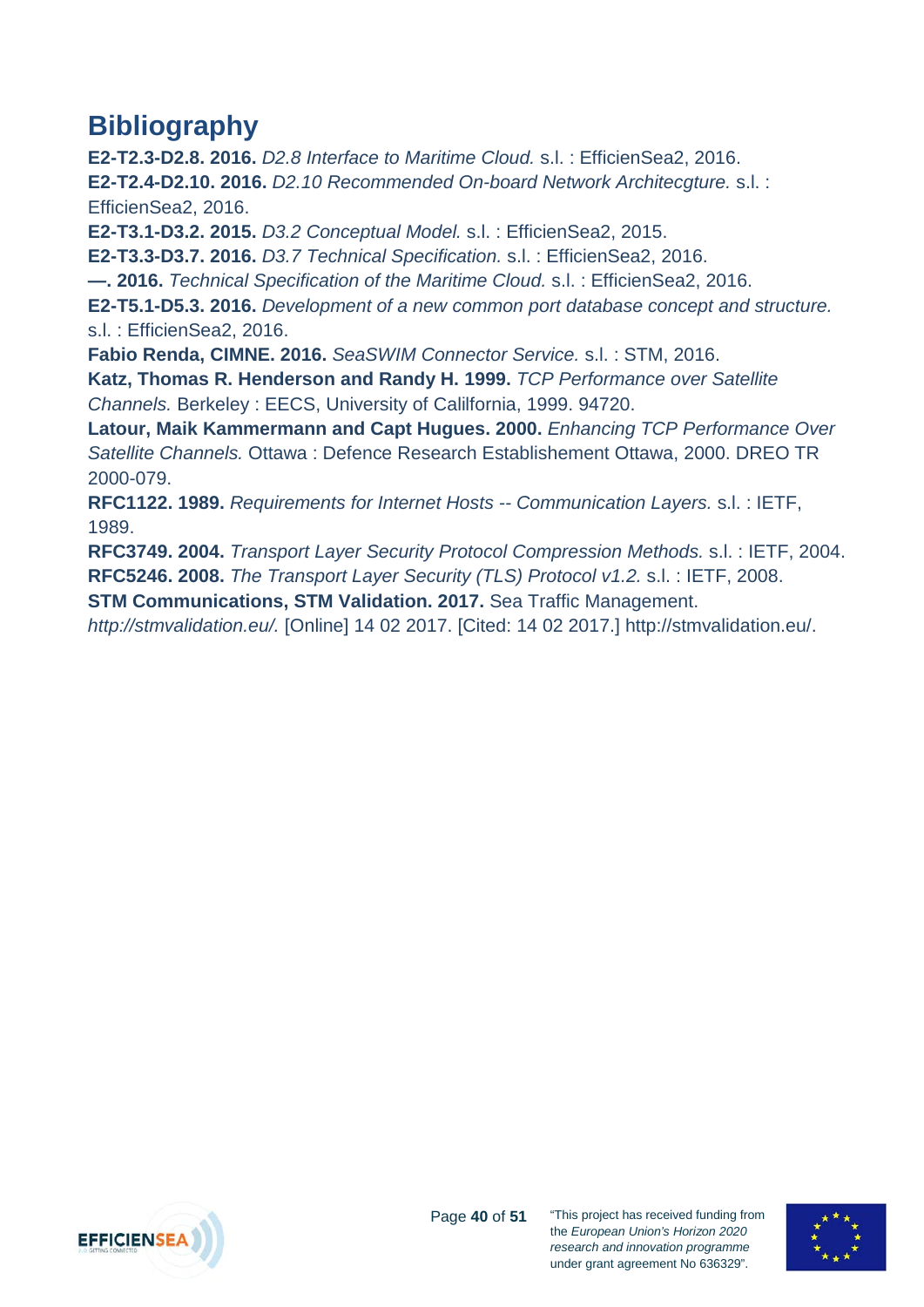# Bibliography

**E2-T2.3-D2.8. 2016.** *D2.8 Interface to Maritime Cloud.* s.l. : EfficienSea2, 2016.

**E2-T2.4-D2.10. 2016.** *D2.10 Recommended On-board Network Architecgture.* s.l. : EfficienSea2, 2016.

**E2-T3.1-D3.2. 2015.** *D3.2 Conceptual Model.* s.l. : EfficienSea2, 2015.

**E2-T3.3-D3.7. 2016.** *D3.7 Technical Specification.* s.l. : EfficienSea2, 2016.

**—. 2016.** *Technical Specification of the Maritime Cloud.* s.l. : EfficienSea2, 2016.

**E2-T5.1-D5.3. 2016.** *Development of a new common port database concept and structure.* s.l. : EfficienSea2, 2016.

**Fabio Renda, CIMNE. 2016.** *SeaSWIM Connector Service.* s.l. : STM, 2016.

**Katz, Thomas R. Henderson and Randy H. 1999.** *TCP Performance over Satellite Channels.* Berkeley : EECS, University of Calilfornia, 1999. 94720.

**Latour, Maik Kammermann and Capt Hugues. 2000.** *Enhancing TCP Performance Over Satellite Channels.* Ottawa : Defence Research Establishement Ottawa, 2000. DREO TR 2000-079.

**RFC1122. 1989.** *Requirements for Internet Hosts -- Communication Layers.* s.l. : IETF, 1989.

**RFC3749. 2004.** *Transport Layer Security Protocol Compression Methods.* s.l. : IETF, 2004.

**RFC5246. 2008.** *The Transport Layer Security (TLS) Protocol v1.2.* s.l. : IETF, 2008.

**STM Communications, STM Validation. 2017.** Sea Traffic Management. *http://stmvalidation.eu/.* [Online] 14 02 2017. [Cited: 14 02 2017.] http://stmvalidation.eu/.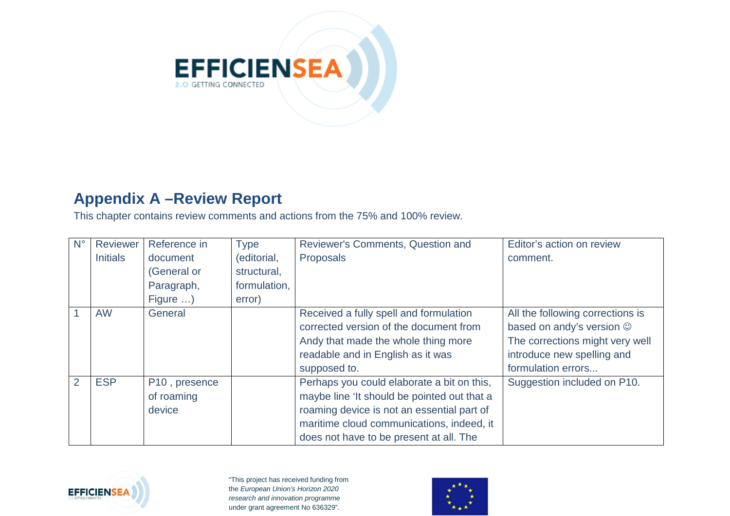## Appendix A –Review Report

This chapter contains review comments and actions from the 75% and 100% review.

| N° | Reviewer Initials | Reference in document (General or Paragraph, Figure …) | Type (editorial, structural, formulation, error) | Reviewer's Comments, Question and Proposals | Editor's action on review comment. |
|---|---|---|---|---|---|
| 1 | AW | General | | Received a fully spell and formulation corrected version of the document from Andy that made the whole thing more readable and in English as it was supposed to. | All the following corrections is based on andy's version ☺ The corrections might very well introduce new spelling and formulation errors... |
| 2 | ESP | P10 , presence of roaming device | | Perhaps you could elaborate a bit on this, maybe line 'It should be pointed out that a roaming device is not an essential part of maritime cloud communications, indeed, it does not have to be present at all. The | Suggestion included on P10. |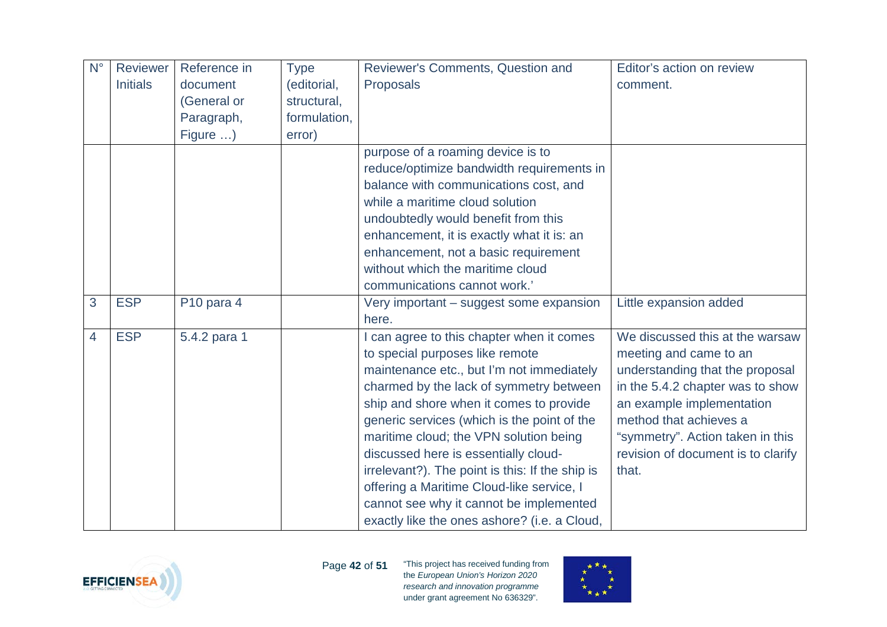| N° | Reviewer Initials | Reference in document (General or Paragraph, Figure …) | Type (editorial, structural, formulation, error) | Reviewer's Comments, Question and Proposals | Editor’s action on review comment. |
|---|---|---|---|---|---|
| | | | | purpose of a roaming device is to reduce/optimize bandwidth requirements in balance with communications cost, and while a maritime cloud solution undoubtedly would benefit from this enhancement, it is exactly what it is: an enhancement, not a basic requirement without which the maritime cloud communications cannot work.’ | |
| 3 | ESP | P10 para 4 | | Very important – suggest some expansion here. | Little expansion added |
| 4 | ESP | 5.4.2 para 1 | | I can agree to this chapter when it comes to special purposes like remote maintenance etc., but I’m not immediately charmed by the lack of symmetry between ship and shore when it comes to provide generic services (which is the point of the maritime cloud; the VPN solution being discussed here is essentially cloud-irrelevant?). The point is this: If the ship is offering a Maritime Cloud-like service, I cannot see why it cannot be implemented exactly like the ones ashore? (i.e. a Cloud, | We discussed this at the warsaw meeting and came to an understanding that the proposal in the 5.4.2 chapter was to show an example implementation method that achieves a “symmetry”. Action taken in this revision of document is to clarify that. |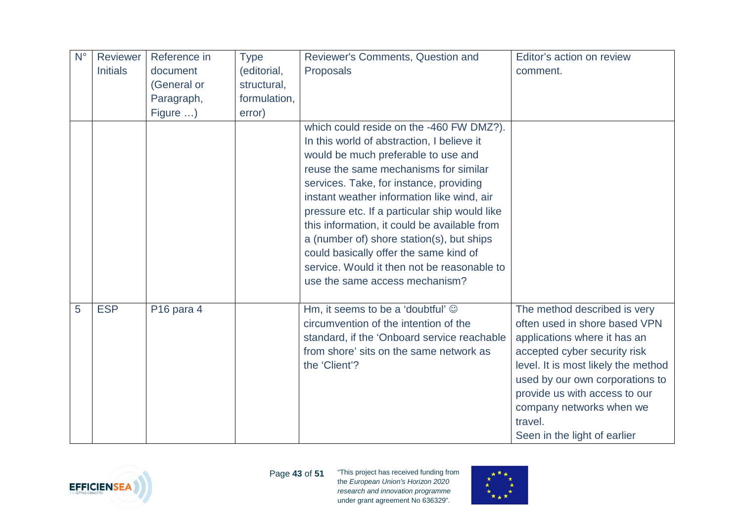| N° | Reviewer Initials | Reference in document (General or Paragraph, Figure …) | Type (editorial, structural, formulation, error) | Reviewer's Comments, Question and Proposals | Editor's action on review comment. |
|---|---|---|---|---|---|
| | | | | which could reside on the -460 FW DMZ?). In this world of abstraction, I believe it would be much preferable to use and reuse the same mechanisms for similar services. Take, for instance, providing instant weather information like wind, air pressure etc. If a particular ship would like this information, it could be available from a (number of) shore station(s), but ships could basically offer the same kind of service. Would it then not be reasonable to use the same access mechanism? | |
| 5 | ESP | P16 para 4 | | Hm, it seems to be a 'doubtful' ☺ circumvention of the intention of the standard, if the 'Onboard service reachable from shore' sits on the same network as the 'Client'? | The method described is very often used in shore based VPN applications where it has an accepted cyber security risk level. It is most likely the method used by our own corporations to provide us with access to our company networks when we travel.<br>Seen in the light of earlier |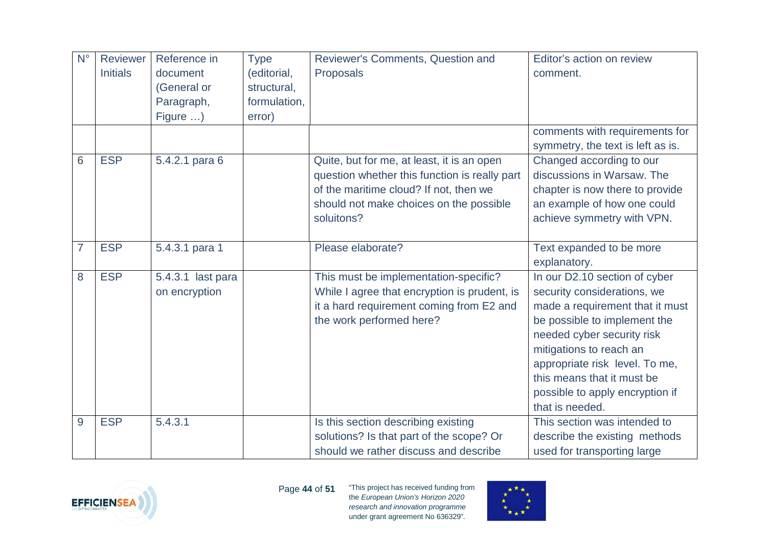| N° | Reviewer Initials | Reference in document (General or Paragraph, Figure …) | Type (editorial, structural, formulation, error) | Reviewer's Comments, Question and Proposals | Editor's action on review comment. |
|---|---|---|---|---|---|
| | | | | | comments with requirements for symmetry, the text is left as is. |
| 6 | ESP | 5.4.2.1 para 6 | | Quite, but for me, at least, it is an open question whether this function is really part of the maritime cloud? If not, then we should not make choices on the possible soluitons? | Changed according to our discussions in Warsaw. The chapter is now there to provide an example of how one could achieve symmetry with VPN. |
| 7 | ESP | 5.4.3.1 para 1 | | Please elaborate? | Text expanded to be more explanatory. |
| 8 | ESP | 5.4.3.1 last para on encryption | | This must be implementation-specific? While I agree that encryption is prudent, is it a hard requirement coming from E2 and the work performed here? | In our D2.10 section of cyber security considerations, we made a requirement that it must be possible to implement the needed cyber security risk mitigations to reach an appropriate risk level. To me, this means that it must be possible to apply encryption if that is needed. |
| 9 | ESP | 5.4.3.1 | | Is this section describing existing solutions? Is that part of the scope? Or should we rather discuss and describe | This section was intended to describe the existing methods used for transporting large |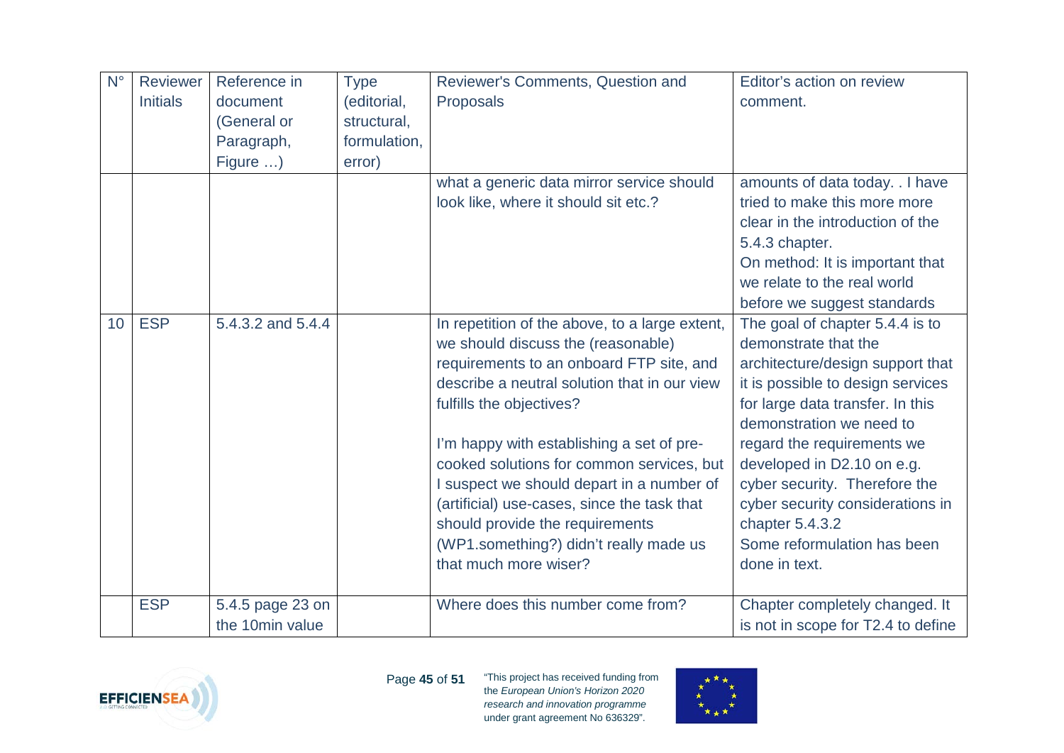| N° | Reviewer Initials | Reference in document (General or Paragraph, Figure …) | Type (editorial, structural, formulation, error) | Reviewer's Comments, Question and Proposals | Editor's action on review comment. |
|---|---|---|---|---|---|
| | | | | what a generic data mirror service should look like, where it should sit etc.? | amounts of data today. . I have tried to make this more clear in the introduction of the 5.4.3 chapter.<br>On method: It is important that we relate to the real world before we suggest standards |
| 10 | ESP | 5.4.3.2 and 5.4.4 | | In repetition of the above, to a large extent, we should discuss the (reasonable) requirements to an onboard FTP site, and describe a neutral solution that in our view fulfills the objectives?<br><br>I'm happy with establishing a set of pre-cooked solutions for common services, but I suspect we should depart in a number of (artificial) use-cases, since the task that should provide the requirements (WP1.something?) didn't really made us that much more wiser? | The goal of chapter 5.4.4 is to demonstrate that the architecture/design support that it is possible to design services for large data transfer. In this demonstration we need to regard the requirements we developed in D2.10 on e.g. cyber security. Therefore the cyber security considerations in chapter 5.4.3.2<br>Some reformulation has been done in text. |
| | ESP | 5.4.5 page 23 on the 10min value | | Where does this number come from? | Chapter completely changed. It is not in scope for T2.4 to define |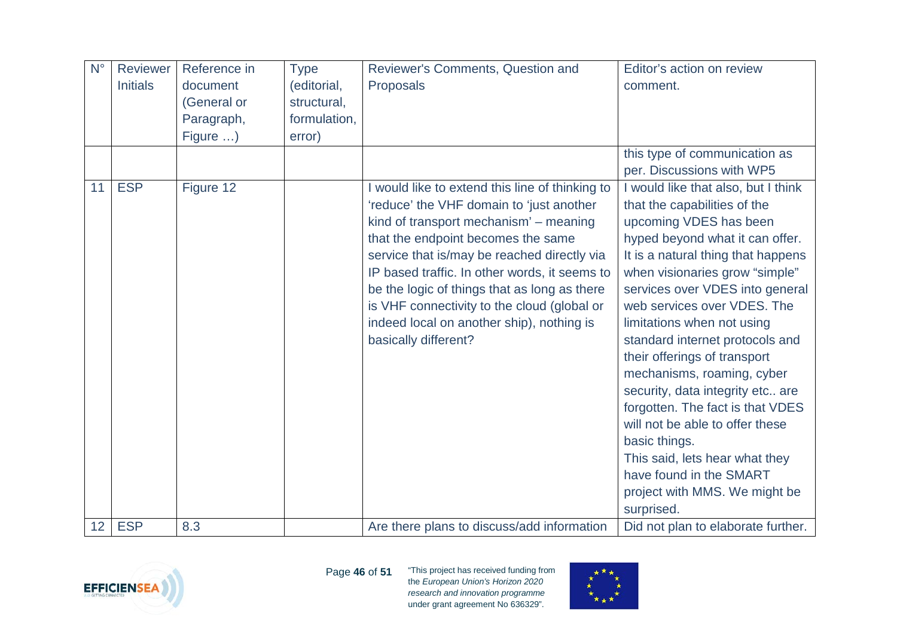| N° | Reviewer Initials | Reference in document (General or Paragraph, Figure …) | Type (editorial, structural, formulation, error) | Reviewer's Comments, Question and Proposals | Editor's action on review comment. |
|---|---|---|---|---|---|
| | | | | | this type of communication as per. Discussions with WP5 |
| 11 | ESP | Figure 12 | | I would like to extend this line of thinking to 'reduce' the VHF domain to 'just another kind of transport mechanism' – meaning that the endpoint becomes the same service that is/may be reached directly via IP based traffic. In other words, it seems to be the logic of things that as long as there is VHF connectivity to the cloud (global or indeed local on another ship), nothing is basically different? | I would like that also, but I think that the capabilities of the upcoming VDES has been hyped beyond what it can offer. It is a natural thing that happens when visionaries grow "simple" services over VDES into general web services over VDES. The limitations when not using standard internet protocols and their offerings of transport mechanisms, roaming, cyber security, data integrity etc.. are forgotten. The fact is that VDES will not be able to offer these basic things.<br>This said, lets hear what they have found in the SMART project with MMS. We might be surprised. |
| 12 | ESP | 8.3 | | Are there plans to discuss/add information | Did not plan to elaborate further. |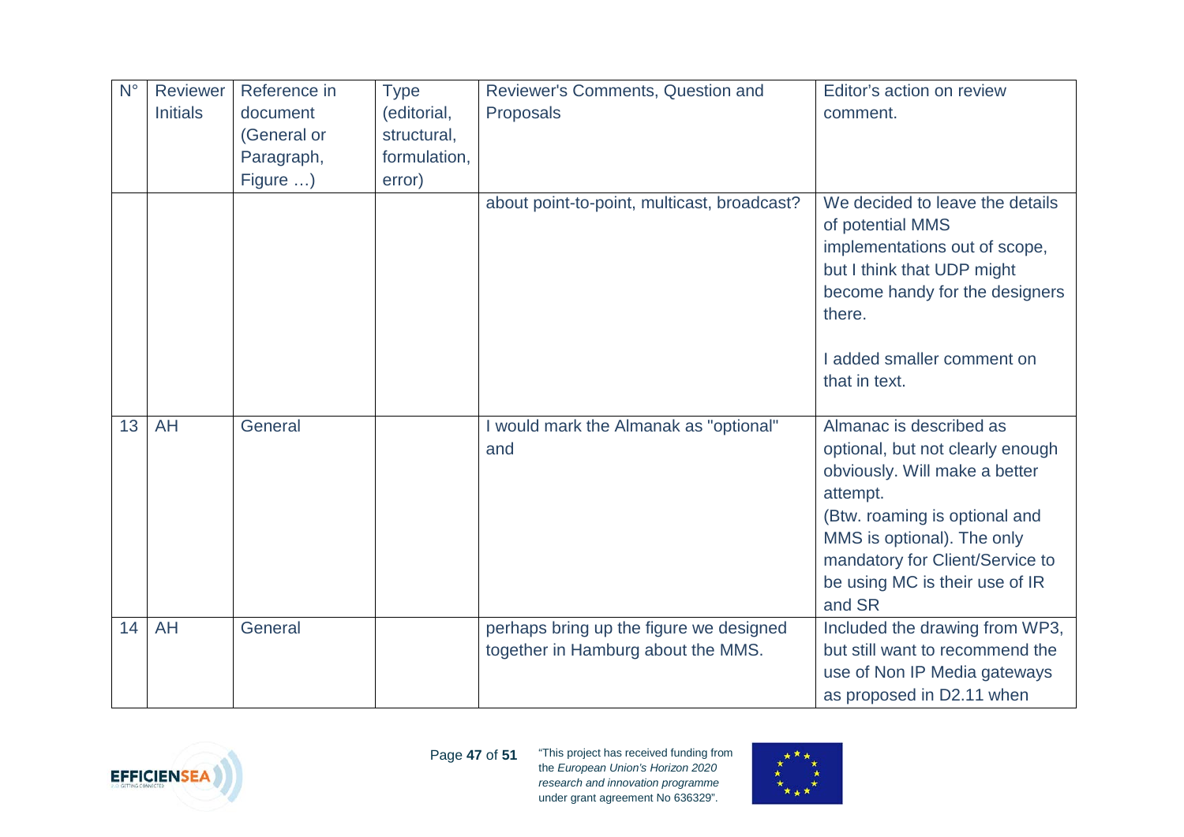| N° | Reviewer Initials | Reference in document (General or Paragraph, Figure …) | Type (editorial, structural, formulation, error) | Reviewer's Comments, Question and Proposals | Editor's action on review comment. |
|---|---|---|---|---|---|
| | | | | about point-to-point, multicast, broadcast? | We decided to leave the details of potential MMS implementations out of scope, but I think that UDP might become handy for the designers there.<br><br>I added smaller comment on that in text. |
| 13 | AH | General | | I would mark the Almanak as "optional" and | Almanac is described as optional, but not clearly enough obviously. Will make a better attempt.<br>(Btw. roaming is optional and MMS is optional). The only mandatory for Client/Service to be using MC is their use of IR and SR |
| 14 | AH | General | | perhaps bring up the figure we designed together in Hamburg about the MMS. | Included the drawing from WP3, but still want to recommend the use of Non IP Media gateways as proposed in D2.11 when |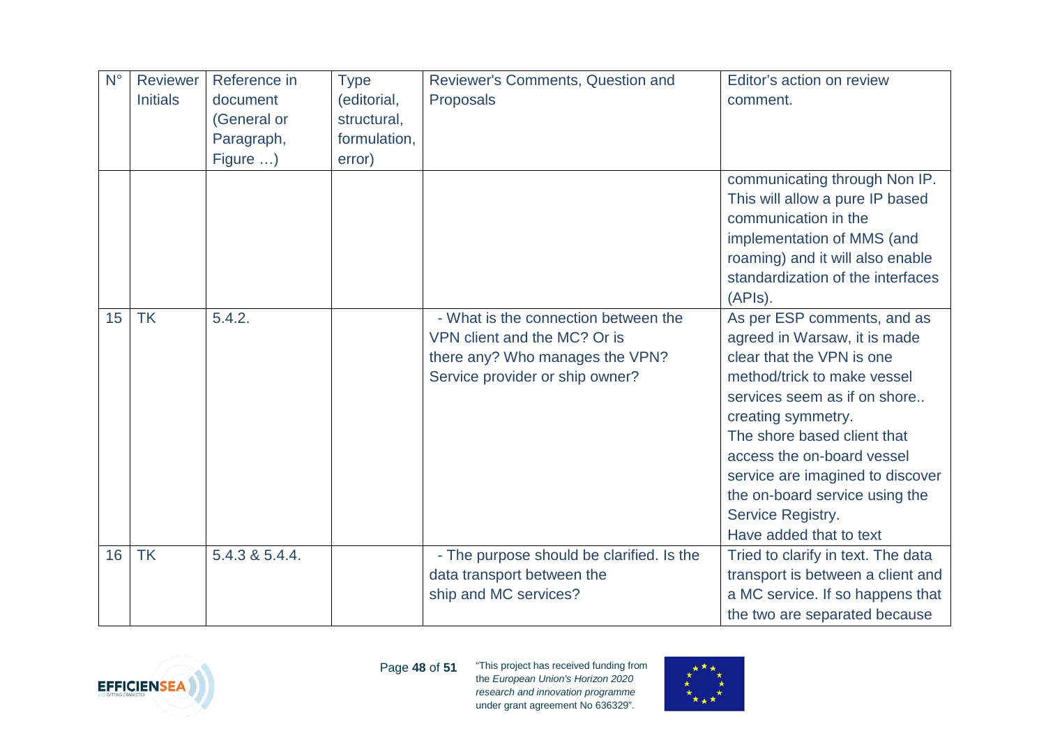| N° | Reviewer Initials | Reference in document (General or Paragraph, Figure …) | Type (editorial, structural, formulation, error) | Reviewer's Comments, Question and Proposals | Editor's action on review comment. |
|---|---|---|---|---|---|
| | | | | | communicating through Non IP. This will allow a pure IP based communication in the implementation of MMS (and roaming) and it will also enable standardization of the interfaces (APIs). |
| 15 | TK | 5.4.2. | | - What is the connection between the VPN client and the MC? Or is there any? Who manages the VPN? Service provider or ship owner? | As per ESP comments, and as agreed in Warsaw, it is made clear that the VPN is one method/trick to make vessel services seem as if on shore.. creating symmetry.<br>The shore based client that access the on-board vessel service are imagined to discover the on-board service using the Service Registry.<br>Have added that to text |
| 16 | TK | 5.4.3 & 5.4.4. | | - The purpose should be clarified. Is the data transport between the ship and MC services? | Tried to clarify in text. The data transport is between a client and a MC service. If so happens that the two are separated because |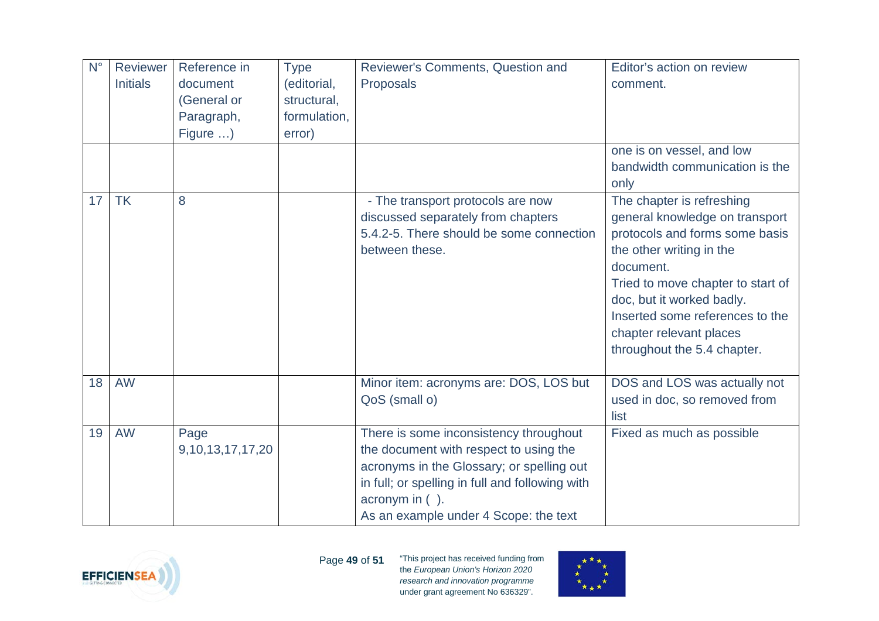| N° | Reviewer Initials | Reference in document (General or Paragraph, Figure …) | Type (editorial, structural, formulation, error) | Reviewer's Comments, Question and Proposals | Editor's action on review comment. |
|---|---|---|---|---|---|
| | | | | | one is on vessel, and low bandwidth communication is the only |
| 17 | TK | 8 | | - The transport protocols are now discussed separately from chapters 5.4.2-5. There should be some connection between these. | The chapter is refreshing general knowledge on transport protocols and forms some basis the other writing in the document.<br>Tried to move chapter to start of doc, but it worked badly.<br>Inserted some references to the chapter relevant places throughout the 5.4 chapter. |
| 18 | AW | | | Minor item: acronyms are: DOS, LOS but QoS (small o) | DOS and LOS was actually not used in doc, so removed from list |
| 19 | AW | Page 9,10,13,17,17,20 | | There is some inconsistency throughout the document with respect to using the acronyms in the Glossary; or spelling out in full; or spelling in full and following with acronym in ( ).<br>As an example under 4 Scope: the text | Fixed as much as possible |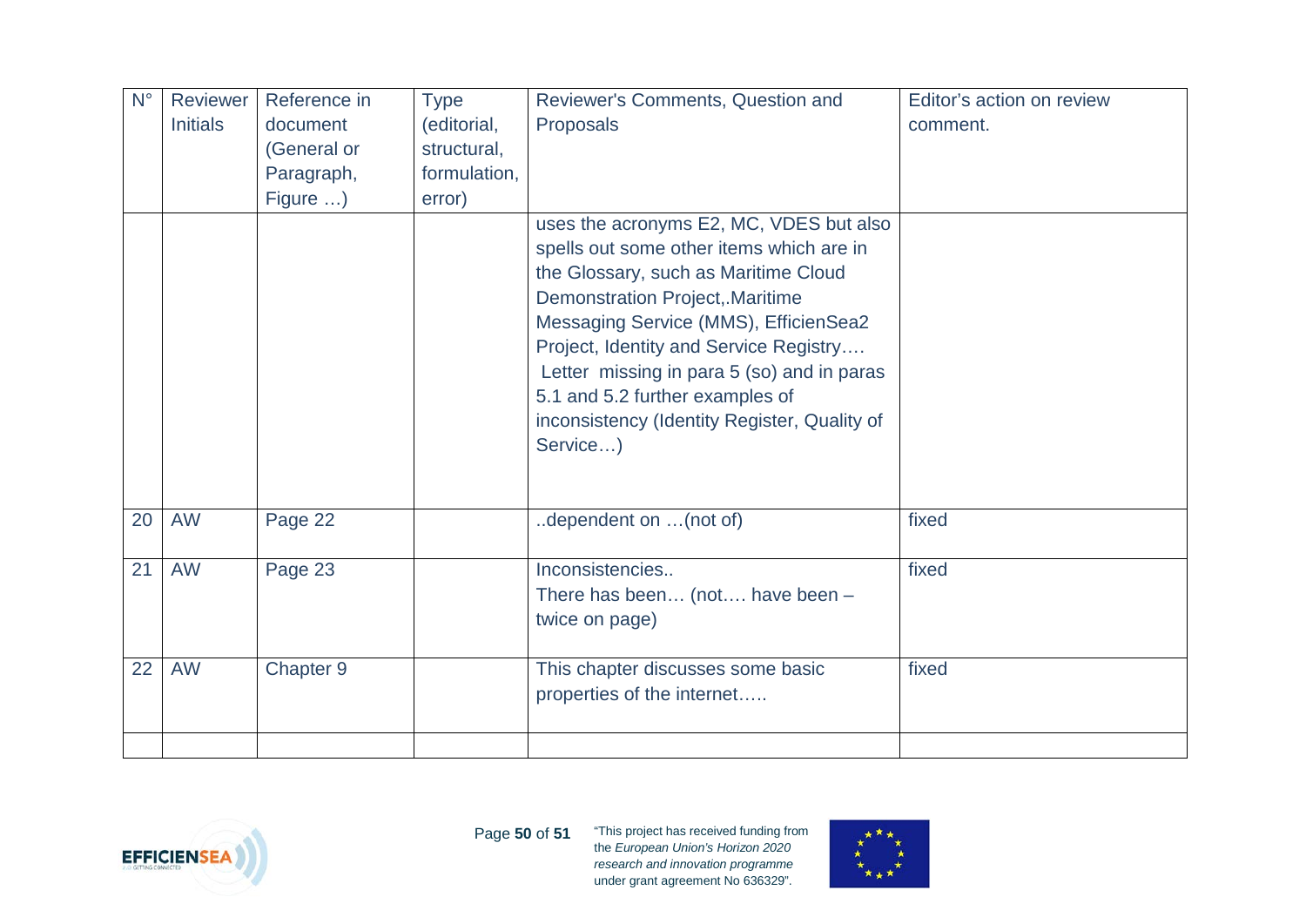| N° | Reviewer Initials | Reference in document (General or Paragraph, Figure …) | Type (editorial, structural, formulation, error) | Reviewer's Comments, Question and Proposals | Editor's action on review comment. |
|---|---|---|---|---|---|
| | | | | uses the acronyms E2, MC, VDES but also spells out some other items which are in the Glossary, such as Maritime Cloud Demonstration Project,.Maritime Messaging Service (MMS), EfficienSea2 Project, Identity and Service Registry…. Letter missing in para 5 (so) and in paras 5.1 and 5.2 further examples of inconsistency (Identity Register, Quality of Service…) | |
| 20 | AW | Page 22 | | ..dependent on …(not of) | fixed |
| 21 | AW | Page 23 | | Inconsistencies.. There has been… (not…. have been – twice on page) | fixed |
| 22 | AW | Chapter 9 | | This chapter discusses some basic properties of the internet….. | fixed |
| | | | | | |

"This project has received funding from the *European Union's Horizon 2020 research and innovation programme* under grant agreement No 636329".